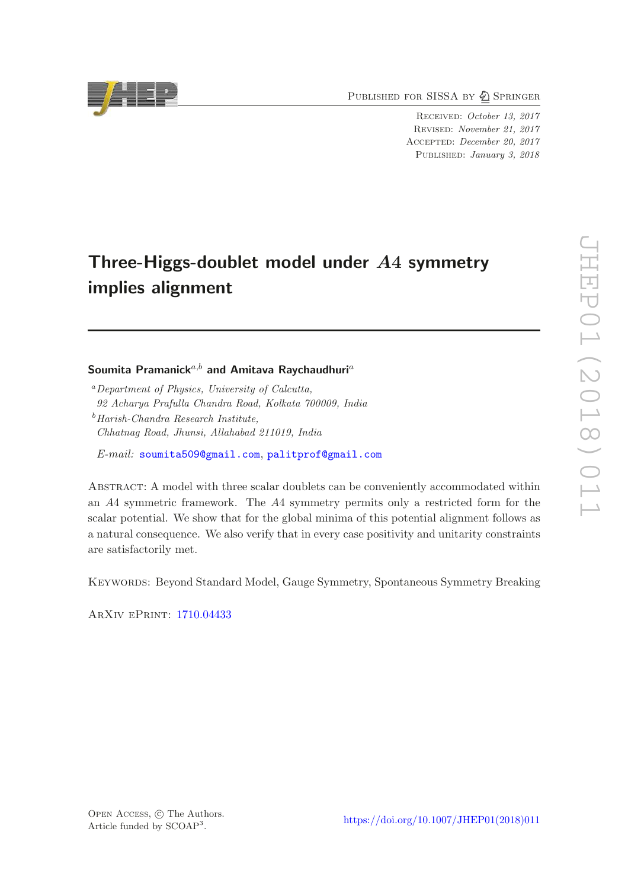Published for SISSA by Springer

Received: *October 13, 2017*
Revised: *November 21, 2017*
Accepted: *December 20, 2017*
Published: *January 3, 2018*

# Three-Higgs-doublet model under $A4$ symmetry implies alignment

**Soumita Pramanick**[a,b] **and Amitava Raychaudhuri**[a]

[a] *Department of Physics, University of Calcutta, 92 Acharya Prafulla Chandra Road, Kolkata 700009, India*

[b] *Harish-Chandra Research Institute, Chhatnag Road, Jhunsi, Allahabad 211019, India*

*E-mail:* soumita509@gmail.com, palitprof@gmail.com

Abstract: A model with three scalar doublets can be conveniently accommodated within an $A4$ symmetric framework. The $A4$ symmetry permits only a restricted form for the scalar potential. We show that for the global minima of this potential alignment follows as a natural consequence. We also verify that in every case positivity and unitarity constraints are satisfactorily met.

Keywords: Beyond Standard Model, Gauge Symmetry, Spontaneous Symmetry Breaking

ArXiv ePrint: 1710.04433

Open Access, © The Authors.
Article funded by SCOAP[3].

https://doi.org/10.1007/JHEP01(2018)011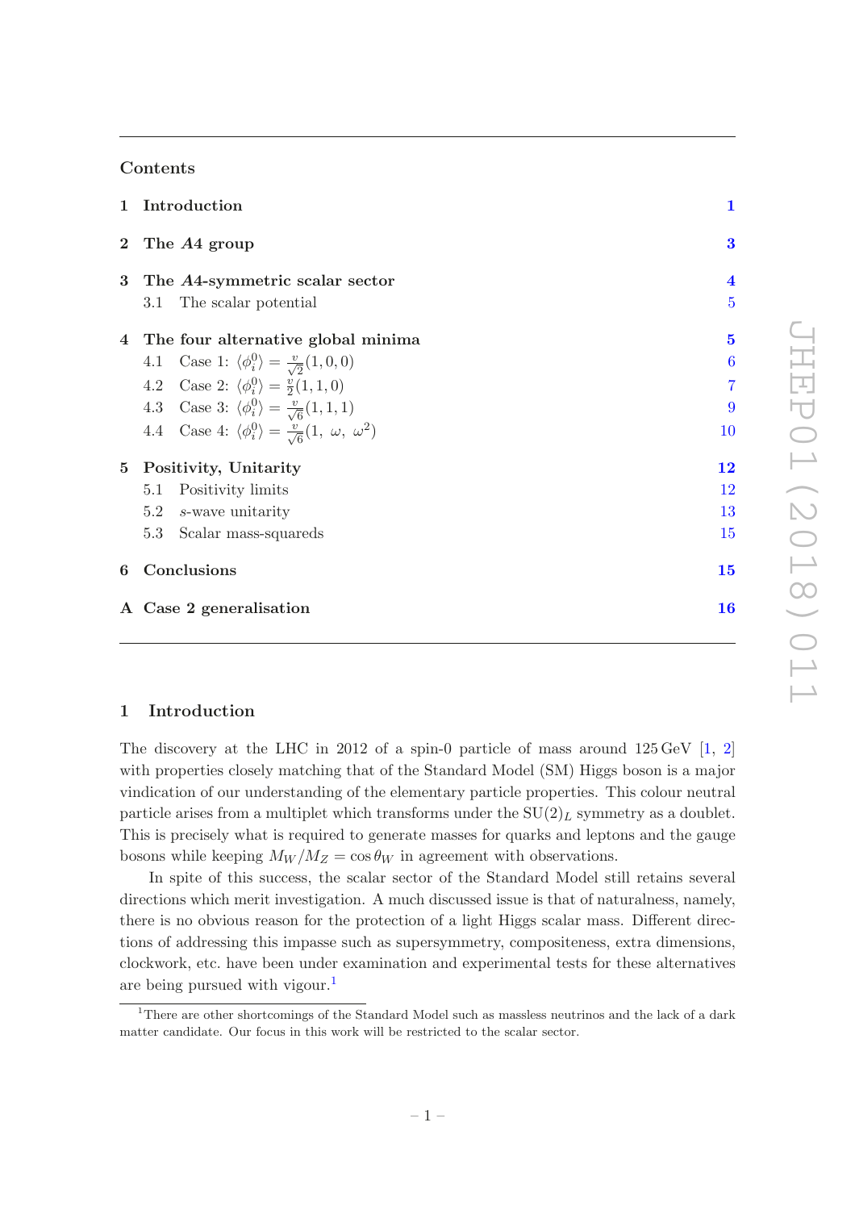## Contents

| | | |
|---|---|---|
| **1** | **Introduction** | **1** |
| **2** | **The $A4$ group** | **3** |
| **3** | **The $A4$-symmetric scalar sector** | **4** |
| | 3.1 The scalar potential | 5 |
| **4** | **The four alternative global minima** | **5** |
| | 4.1 Case 1: $\langle \phi_i^0 \rangle = \frac{v}{\sqrt{2}}(1,0,0)$ | 6 |
| | 4.2 Case 2: $\langle \phi_i^0 \rangle = \frac{v}{2}(1,1,0)$ | 7 |
| | 4.3 Case 3: $\langle \phi_i^0 \rangle = \frac{v}{\sqrt{6}}(1,1,1)$ | 9 |
| | 4.4 Case 4: $\langle \phi_i^0 \rangle = \frac{v}{\sqrt{6}}(1,\ \omega,\ \omega^2)$ | 10 |
| **5** | **Positivity, Unitarity** | **12** |
| | 5.1 Positivity limits | 12 |
| | 5.2 $s$-wave unitarity | 13 |
| | 5.3 Scalar mass-squareds | 15 |
| **6** | **Conclusions** | **15** |
| **A** | **Case 2 generalisation** | **16** |

## 1 Introduction

The discovery at the LHC in 2012 of a spin-0 particle of mass around 125 GeV [1, 2] with properties closely matching that of the Standard Model (SM) Higgs boson is a major vindication of our understanding of the elementary particle properties. This colour neutral particle arises from a multiplet which transforms under the $SU(2)_L$ symmetry as a doublet. This is precisely what is required to generate masses for quarks and leptons and the gauge bosons while keeping $M_W/M_Z = \cos\theta_W$ in agreement with observations.

In spite of this success, the scalar sector of the Standard Model still retains several directions which merit investigation. A much discussed issue is that of naturalness, namely, there is no obvious reason for the protection of a light Higgs scalar mass. Different directions of addressing this impasse such as supersymmetry, compositeness, extra dimensions, clockwork, etc. have been under examination and experimental tests for these alternatives are being pursued with vigour.[1]

[1]There are other shortcomings of the Standard Model such as massless neutrinos and the lack of a dark matter candidate. Our focus in this work will be restricted to the scalar sector.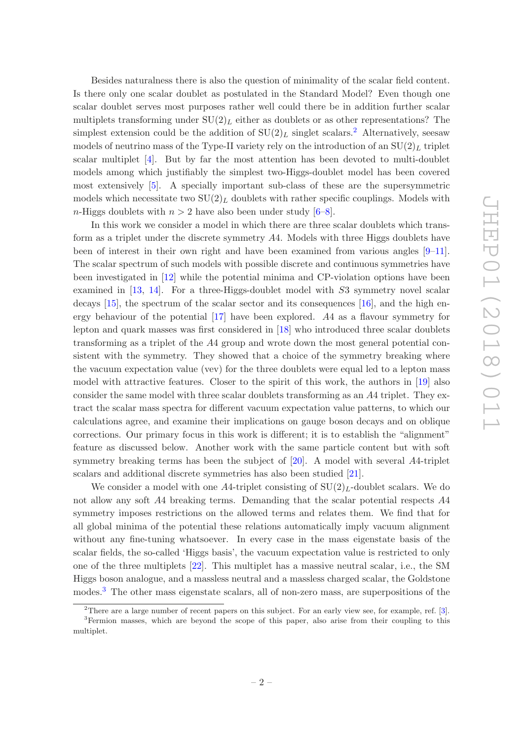Besides naturalness there is also the question of minimality of the scalar field content. Is there only one scalar doublet as postulated in the Standard Model? Even though one scalar doublet serves most purposes rather well could there be in addition further scalar multiplets transforming under $\mathrm{SU}(2)_L$ either as doublets or as other representations? The simplest extension could be the addition of $\mathrm{SU}(2)_L$ singlet scalars.[2] Alternatively, seesaw models of neutrino mass of the Type-II variety rely on the introduction of an $\mathrm{SU}(2)_L$ triplet scalar multiplet [4]. But by far the most attention has been devoted to multi-doublet models among which justifiably the simplest two-Higgs-doublet model has been covered most extensively [5]. A specially important sub-class of these are the supersymmetric models which necessitate two $\mathrm{SU}(2)_L$ doublets with rather specific couplings. Models with $n$-Higgs doublets with $n > 2$ have also been under study [6–8].

In this work we consider a model in which there are three scalar doublets which transform as a triplet under the discrete symmetry $A4$. Models with three Higgs doublets have been of interest in their own right and have been examined from various angles [9–11]. The scalar spectrum of such models with possible discrete and continuous symmetries have been investigated in [12] while the potential minima and CP-violation options have been examined in [13, 14]. For a three-Higgs-doublet model with $S3$ symmetry novel scalar decays [15], the spectrum of the scalar sector and its consequences [16], and the high energy behaviour of the potential [17] have been explored. $A4$ as a flavour symmetry for lepton and quark masses was first considered in [18] who introduced three scalar doublets transforming as a triplet of the $A4$ group and wrote down the most general potential consistent with the symmetry. They showed that a choice of the symmetry breaking where the vacuum expectation value (vev) for the three doublets were equal led to a lepton mass model with attractive features. Closer to the spirit of this work, the authors in [19] also consider the same model with three scalar doublets transforming as an $A4$ triplet. They extract the scalar mass spectra for different vacuum expectation value patterns, to which our calculations agree, and examine their implications on gauge boson decays and on oblique corrections. Our primary focus in this work is different; it is to establish the "alignment" feature as discussed below. Another work with the same particle content but with soft symmetry breaking terms has been the subject of [20]. A model with several $A4$-triplet scalars and additional discrete symmetries has also been studied [21].

We consider a model with one $A4$-triplet consisting of $\mathrm{SU}(2)_L$-doublet scalars. We do not allow any soft $A4$ breaking terms. Demanding that the scalar potential respects $A4$ symmetry imposes restrictions on the allowed terms and relates them. We find that for all global minima of the potential these relations automatically imply vacuum alignment without any fine-tuning whatsoever. In every case in the mass eigenstate basis of the scalar fields, the so-called 'Higgs basis', the vacuum expectation value is restricted to only one of the three multiplets [22]. This multiplet has a massive neutral scalar, i.e., the SM Higgs boson analogue, and a massless neutral and a massless charged scalar, the Goldstone modes.[3] The other mass eigenstate scalars, all of non-zero mass, are superpositions of the

---

[2] There are a large number of recent papers on this subject. For an early view see, for example, ref. [3].

[3] Fermion masses, which are beyond the scope of this paper, also arise from their coupling to this multiplet.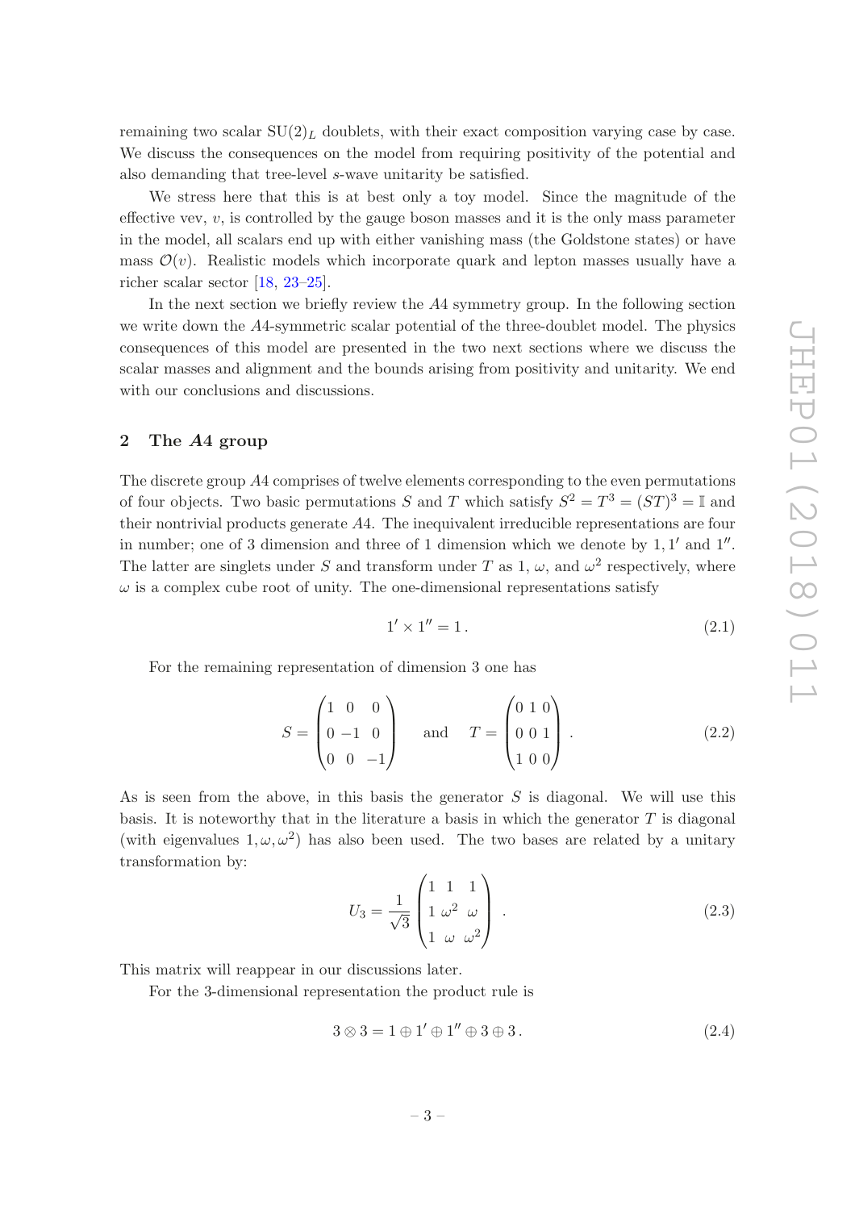remaining two scalar $\mathrm{SU}(2)_L$ doublets, with their exact composition varying case by case. We discuss the consequences on the model from requiring positivity of the potential and also demanding that tree-level $s$-wave unitarity be satisfied.

We stress here that this is at best only a toy model. Since the magnitude of the effective vev, $v$, is controlled by the gauge boson masses and it is the only mass parameter in the model, all scalars end up with either vanishing mass (the Goldstone states) or have mass $\mathcal{O}(v)$. Realistic models which incorporate quark and lepton masses usually have a richer scalar sector [18, 23–25].

In the next section we briefly review the $A4$ symmetry group. In the following section we write down the $A4$-symmetric scalar potential of the three-doublet model. The physics consequences of this model are presented in the two next sections where we discuss the scalar masses and alignment and the bounds arising from positivity and unitarity. We end with our conclusions and discussions.

## 2 The $A4$ group

The discrete group $A4$ comprises of twelve elements corresponding to the even permutations of four objects. Two basic permutations $S$ and $T$ which satisfy $S^2 = T^3 = (ST)^3 = \mathbb{I}$ and their nontrivial products generate $A4$. The inequivalent irreducible representations are four in number; one of 3 dimension and three of 1 dimension which we denote by $1, 1'$ and $1''$. The latter are singlets under $S$ and transform under $T$ as 1, $\omega$, and $\omega^2$ respectively, where $\omega$ is a complex cube root of unity. The one-dimensional representations satisfy

$$1' \times 1'' = 1\,. \tag{2.1}$$

For the remaining representation of dimension 3 one has

$$S = \begin{pmatrix} 1 & 0 & 0 \\ 0 & -1 & 0 \\ 0 & 0 & -1 \end{pmatrix} \quad \text{and} \quad T = \begin{pmatrix} 0 & 1 & 0 \\ 0 & 0 & 1 \\ 1 & 0 & 0 \end{pmatrix}\,. \tag{2.2}$$

As is seen from the above, in this basis the generator $S$ is diagonal. We will use this basis. It is noteworthy that in the literature a basis in which the generator $T$ is diagonal (with eigenvalues $1, \omega, \omega^2$) has also been used. The two bases are related by a unitary transformation by:

$$U_3 = \frac{1}{\sqrt{3}} \begin{pmatrix} 1 & 1 & 1 \\ 1 & \omega^2 & \omega \\ 1 & \omega & \omega^2 \end{pmatrix}\,. \tag{2.3}$$

This matrix will reappear in our discussions later.

For the 3-dimensional representation the product rule is

$$3 \otimes 3 = 1 \oplus 1' \oplus 1'' \oplus 3 \oplus 3\,. \tag{2.4}$$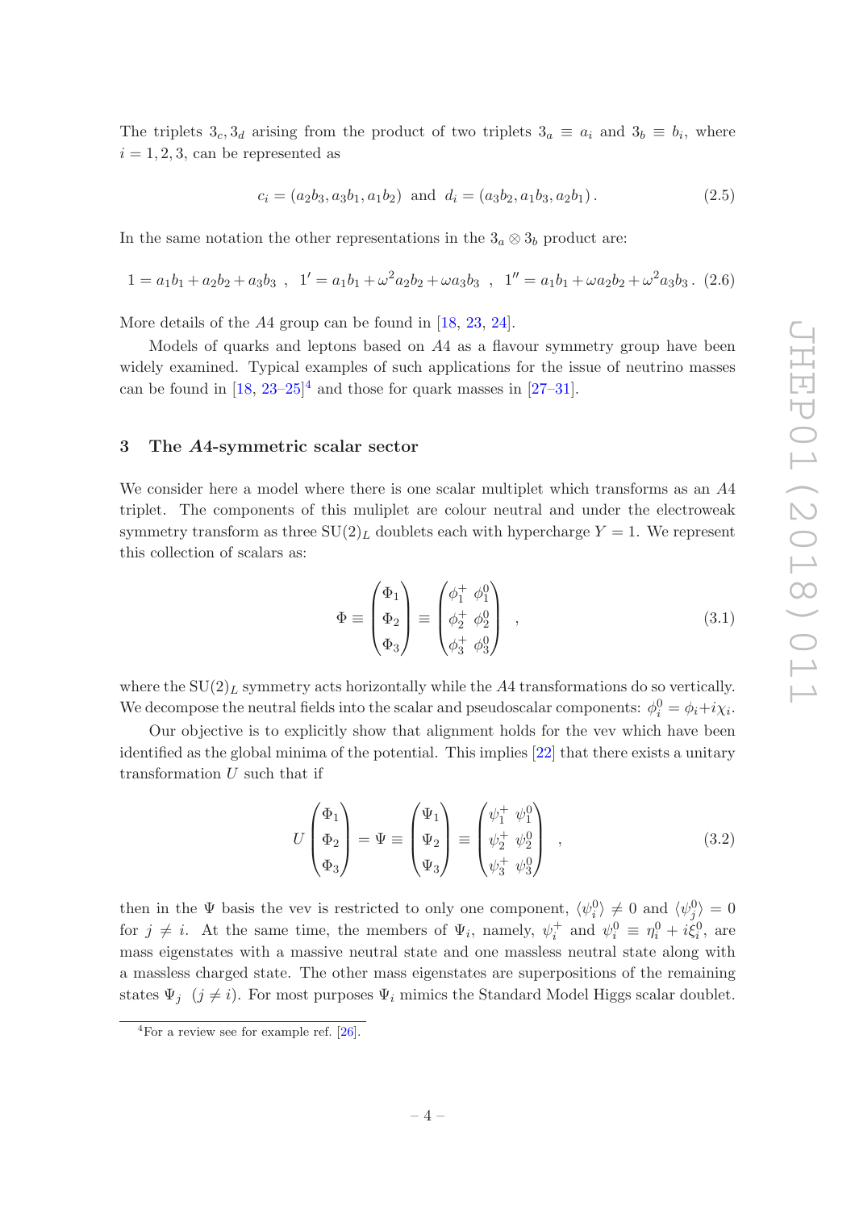The triplets $3_c, 3_d$ arising from the product of two triplets $3_a \equiv a_i$ and $3_b \equiv b_i$, where $i = 1, 2, 3$, can be represented as

$$c_i = (a_2 b_3, a_3 b_1, a_1 b_2) \text{ and } d_i = (a_3 b_2, a_1 b_3, a_2 b_1). \tag{2.5}$$

In the same notation the other representations in the $3_a \otimes 3_b$ product are:

$$1 = a_1 b_1 + a_2 b_2 + a_3 b_3 \ , \ \ 1' = a_1 b_1 + \omega^2 a_2 b_2 + \omega a_3 b_3 \ , \ \ 1'' = a_1 b_1 + \omega a_2 b_2 + \omega^2 a_3 b_3. \tag{2.6}$$

More details of the $A4$ group can be found in [18, 23, 24].

Models of quarks and leptons based on $A4$ as a flavour symmetry group have been widely examined. Typical examples of such applications for the issue of neutrino masses can be found in [18, 23–25][4] and those for quark masses in [27–31].

## 3 The $A4$-symmetric scalar sector

We consider here a model where there is one scalar multiplet which transforms as an $A4$ triplet. The components of this muliplet are colour neutral and under the electroweak symmetry transform as three $\mathrm{SU}(2)_L$ doublets each with hypercharge $Y = 1$. We represent this collection of scalars as:

$$\Phi \equiv \begin{pmatrix} \Phi_1 \\ \Phi_2 \\ \Phi_3 \end{pmatrix} \equiv \begin{pmatrix} \phi_1^+ & \phi_1^0 \\ \phi_2^+ & \phi_2^0 \\ \phi_3^+ & \phi_3^0 \end{pmatrix} \ , \tag{3.1}$$

where the $\mathrm{SU}(2)_L$ symmetry acts horizontally while the $A4$ transformations do so vertically. We decompose the neutral fields into the scalar and pseudoscalar components: $\phi_i^0 = \phi_i + i\chi_i$.

Our objective is to explicitly show that alignment holds for the vev which have been identified as the global minima of the potential. This implies [22] that there exists a unitary transformation $U$ such that if

$$U \begin{pmatrix} \Phi_1 \\ \Phi_2 \\ \Phi_3 \end{pmatrix} = \Psi \equiv \begin{pmatrix} \Psi_1 \\ \Psi_2 \\ \Psi_3 \end{pmatrix} \equiv \begin{pmatrix} \psi_1^+ & \psi_1^0 \\ \psi_2^+ & \psi_2^0 \\ \psi_3^+ & \psi_3^0 \end{pmatrix} \ , \tag{3.2}$$

then in the $\Psi$ basis the vev is restricted to only one component, $\langle \psi_i^0 \rangle \neq 0$ and $\langle \psi_j^0 \rangle = 0$ for $j \neq i$. At the same time, the members of $\Psi_i$, namely, $\psi_i^+$ and $\psi_i^0 \equiv \eta_i^0 + i\xi_i^0$, are mass eigenstates with a massive neutral state and one massless neutral state along with a massless charged state. The other mass eigenstates are superpositions of the remaining states $\Psi_j$ $(j \neq i)$. For most purposes $\Psi_i$ mimics the Standard Model Higgs scalar doublet.

[4] For a review see for example ref. [26].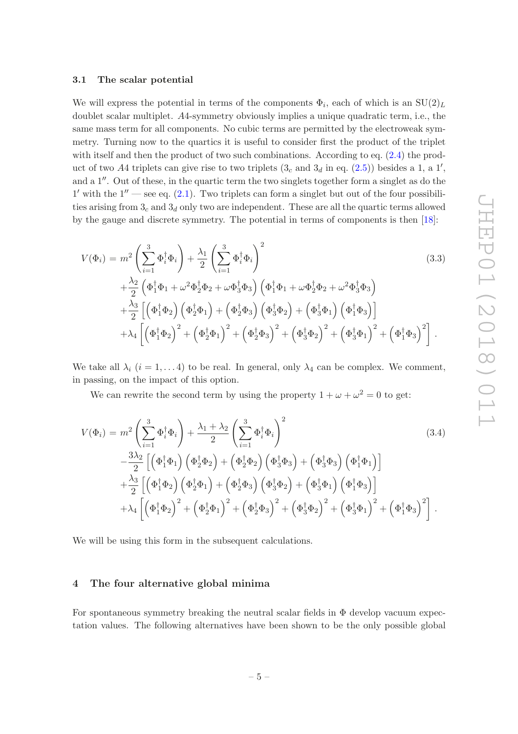### 3.1 The scalar potential

We will express the potential in terms of the components $\Phi_i$, each of which is an $\mathrm{SU}(2)_L$ doublet scalar multiplet. $A4$-symmetry obviously implies a unique quadratic term, i.e., the same mass term for all components. No cubic terms are permitted by the electroweak symmetry. Turning now to the quartics it is useful to consider first the product of the triplet with itself and then the product of two such combinations. According to eq. (2.4) the product of two $A4$ triplets can give rise to two triplets ($3_c$ and $3_d$ in eq. (2.5)) besides a 1, a $1'$, and a $1''$. Out of these, in the quartic term the two singlets together form a singlet as do the $1'$ with the $1''$ — see eq. (2.1). Two triplets can form a singlet but out of the four possibilities arising from $3_c$ and $3_d$ only two are independent. These are all the quartic terms allowed by the gauge and discrete symmetry. The potential in terms of components is then [18]:

$$
\begin{aligned}
V(\Phi_i) = {} & m^2 \left( \sum_{i=1}^{3} \Phi_i^\dagger \Phi_i \right) + \frac{\lambda_1}{2} \left( \sum_{i=1}^{3} \Phi_i^\dagger \Phi_i \right)^2 \\
& + \frac{\lambda_2}{2} \left( \Phi_1^\dagger \Phi_1 + \omega^2 \Phi_2^\dagger \Phi_2 + \omega \Phi_3^\dagger \Phi_3 \right) \left( \Phi_1^\dagger \Phi_1 + \omega \Phi_2^\dagger \Phi_2 + \omega^2 \Phi_3^\dagger \Phi_3 \right) \\
& + \frac{\lambda_3}{2} \left[ \left( \Phi_1^\dagger \Phi_2 \right) \left( \Phi_2^\dagger \Phi_1 \right) + \left( \Phi_2^\dagger \Phi_3 \right) \left( \Phi_3^\dagger \Phi_2 \right) + \left( \Phi_3^\dagger \Phi_1 \right) \left( \Phi_1^\dagger \Phi_3 \right) \right] \\
& + \lambda_4 \left[ \left( \Phi_1^\dagger \Phi_2 \right)^2 + \left( \Phi_2^\dagger \Phi_1 \right)^2 + \left( \Phi_2^\dagger \Phi_3 \right)^2 + \left( \Phi_3^\dagger \Phi_2 \right)^2 + \left( \Phi_3^\dagger \Phi_1 \right)^2 + \left( \Phi_1^\dagger \Phi_3 \right)^2 \right] .
\end{aligned}
\tag{3.3}
$$

We take all $\lambda_i$ ($i = 1, \ldots 4$) to be real. In general, only $\lambda_4$ can be complex. We comment, in passing, on the impact of this option.

We can rewrite the second term by using the property $1 + \omega + \omega^2 = 0$ to get:

$$
\begin{aligned}
V(\Phi_i) = {} & m^2 \left( \sum_{i=1}^{3} \Phi_i^\dagger \Phi_i \right) + \frac{\lambda_1 + \lambda_2}{2} \left( \sum_{i=1}^{3} \Phi_i^\dagger \Phi_i \right)^2 \\
& - \frac{3\lambda_2}{2} \left[ \left( \Phi_1^\dagger \Phi_1 \right) \left( \Phi_2^\dagger \Phi_2 \right) + \left( \Phi_2^\dagger \Phi_2 \right) \left( \Phi_3^\dagger \Phi_3 \right) + \left( \Phi_3^\dagger \Phi_3 \right) \left( \Phi_1^\dagger \Phi_1 \right) \right] \\
& + \frac{\lambda_3}{2} \left[ \left( \Phi_1^\dagger \Phi_2 \right) \left( \Phi_2^\dagger \Phi_1 \right) + \left( \Phi_2^\dagger \Phi_3 \right) \left( \Phi_3^\dagger \Phi_2 \right) + \left( \Phi_3^\dagger \Phi_1 \right) \left( \Phi_1^\dagger \Phi_3 \right) \right] \\
& + \lambda_4 \left[ \left( \Phi_1^\dagger \Phi_2 \right)^2 + \left( \Phi_2^\dagger \Phi_1 \right)^2 + \left( \Phi_2^\dagger \Phi_3 \right)^2 + \left( \Phi_3^\dagger \Phi_2 \right)^2 + \left( \Phi_3^\dagger \Phi_1 \right)^2 + \left( \Phi_1^\dagger \Phi_3 \right)^2 \right] .
\end{aligned}
\tag{3.4}
$$

We will be using this form in the subsequent calculations.

## 4 The four alternative global minima

For spontaneous symmetry breaking the neutral scalar fields in $\Phi$ develop vacuum expectation values. The following alternatives have been shown to be the only possible global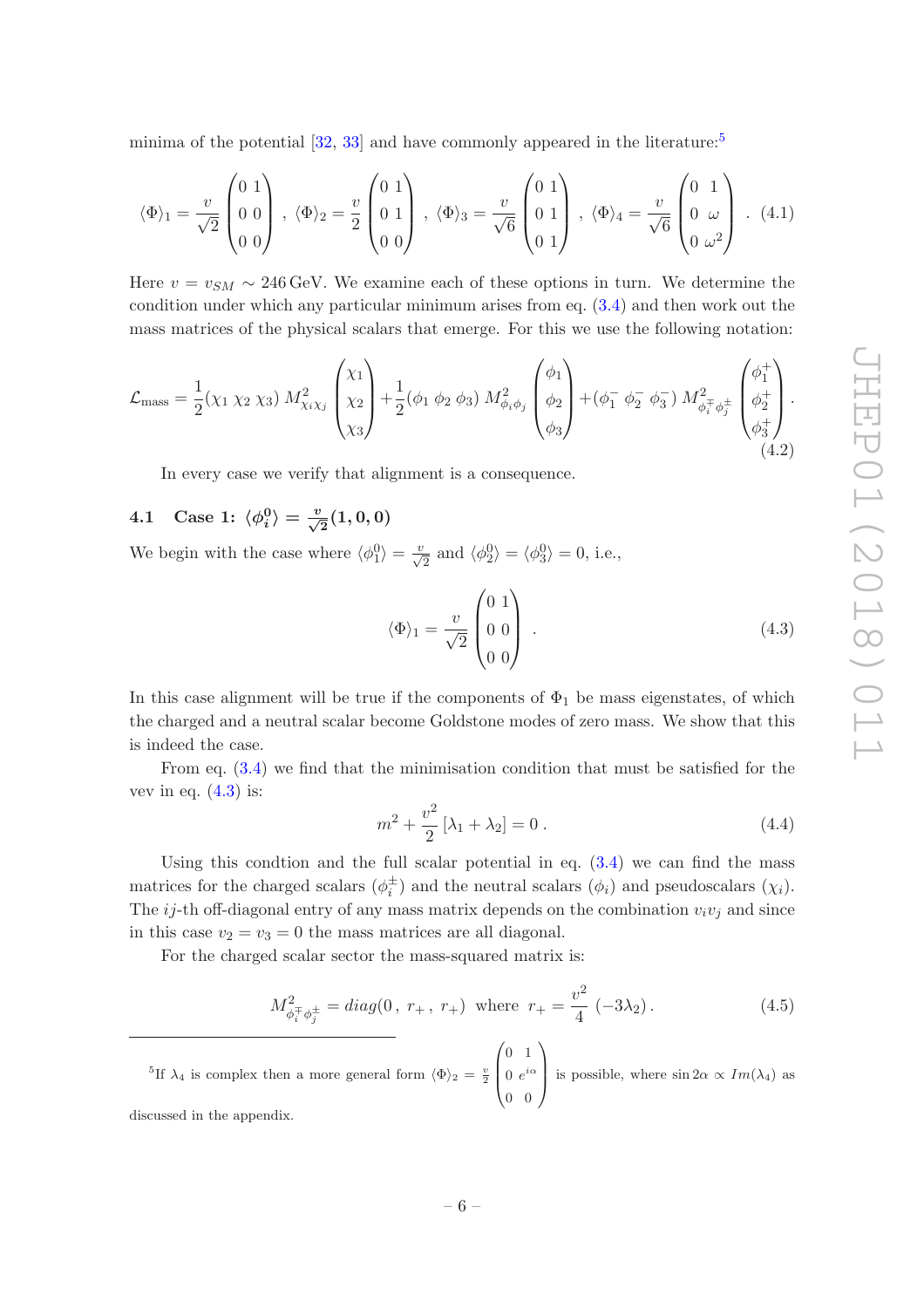minima of the potential [32, 33] and have commonly appeared in the literature:[5]

$$\langle\Phi\rangle_1 = \frac{v}{\sqrt{2}}\begin{pmatrix} 0 & 1 \\ 0 & 0 \\ 0 & 0 \end{pmatrix} \ , \ \langle\Phi\rangle_2 = \frac{v}{2}\begin{pmatrix} 0 & 1 \\ 0 & 1 \\ 0 & 0 \end{pmatrix} \ , \ \langle\Phi\rangle_3 = \frac{v}{\sqrt{6}}\begin{pmatrix} 0 & 1 \\ 0 & 1 \\ 0 & 1 \end{pmatrix} \ , \ \langle\Phi\rangle_4 = \frac{v}{\sqrt{6}}\begin{pmatrix} 0 & 1 \\ 0 & \omega \\ 0 & \omega^2 \end{pmatrix} \ . \quad (4.1)$$

Here $v = v_{SM} \sim 246\,\text{GeV}$. We examine each of these options in turn. We determine the condition under which any particular minimum arises from eq. (3.4) and then work out the mass matrices of the physical scalars that emerge. For this we use the following notation:

$$\mathcal{L}_{\text{mass}} = \frac{1}{2}(\chi_1 \ \chi_2 \ \chi_3)\, M^2_{\chi_i \chi_j}\begin{pmatrix} \chi_1 \\ \chi_2 \\ \chi_3 \end{pmatrix} + \frac{1}{2}(\phi_1 \ \phi_2 \ \phi_3)\, M^2_{\phi_i \phi_j}\begin{pmatrix} \phi_1 \\ \phi_2 \\ \phi_3 \end{pmatrix} + (\phi_1^- \ \phi_2^- \ \phi_3^-)\, M^2_{\phi_i^\mp \phi_j^\pm}\begin{pmatrix} \phi_1^+ \\ \phi_2^+ \\ \phi_3^+ \end{pmatrix}. \quad (4.2)$$

In every case we verify that alignment is a consequence.

### 4.1 Case 1: $\langle\phi_i^0\rangle = \frac{v}{\sqrt{2}}(1,0,0)$

We begin with the case where $\langle\phi_1^0\rangle = \frac{v}{\sqrt{2}}$ and $\langle\phi_2^0\rangle = \langle\phi_3^0\rangle = 0$, i.e.,

$$\langle\Phi\rangle_1 = \frac{v}{\sqrt{2}}\begin{pmatrix} 0 & 1 \\ 0 & 0 \\ 0 & 0 \end{pmatrix} \ . \quad (4.3)$$

In this case alignment will be true if the components of $\Phi_1$ be mass eigenstates, of which the charged and a neutral scalar become Goldstone modes of zero mass. We show that this is indeed the case.

From eq. (3.4) we find that the minimisation condition that must be satisfied for the vev in eq. (4.3) is:

$$m^2 + \frac{v^2}{2}\left[\lambda_1 + \lambda_2\right] = 0\,. \quad (4.4)$$

Using this condtion and the full scalar potential in eq. (3.4) we can find the mass matrices for the charged scalars ($\phi_i^\pm$) and the neutral scalars ($\phi_i$) and pseudoscalars ($\chi_i$). The $ij$-th off-diagonal entry of any mass matrix depends on the combination $v_i v_j$ and since in this case $v_2 = v_3 = 0$ the mass matrices are all diagonal.

For the charged scalar sector the mass-squared matrix is:

$$M^2_{\phi_i^\mp \phi_j^\pm} = diag(0\,,\ r_+\,,\ r_+) \ \text{ where } \ r_+ = \frac{v^2}{4}\,(-3\lambda_2)\,. \quad (4.5)$$

---

[5] If $\lambda_4$ is complex then a more general form $\langle\Phi\rangle_2 = \frac{v}{2}\begin{pmatrix} 0 & 1 \\ 0 & e^{i\alpha} \\ 0 & 0 \end{pmatrix}$ is possible, where $\sin 2\alpha \propto Im(\lambda_4)$ as discussed in the appendix.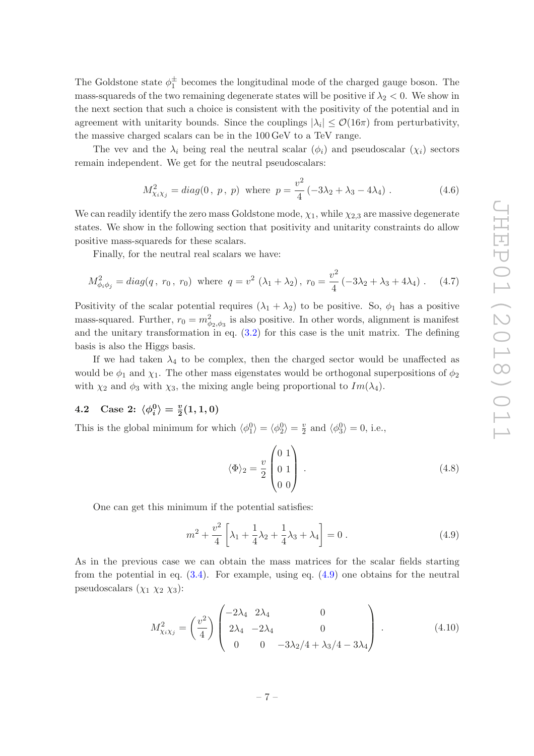The Goldstone state $\phi_1^\pm$ becomes the longitudinal mode of the charged gauge boson. The mass-squareds of the two remaining degenerate states will be positive if $\lambda_2 < 0$. We show in the next section that such a choice is consistent with the positivity of the potential and in agreement with unitarity bounds. Since the couplings $|\lambda_i| \leq \mathcal{O}(16\pi)$ from perturbativity, the massive charged scalars can be in the 100 GeV to a TeV range.

The vev and the $\lambda_i$ being real the neutral scalar ($\phi_i$) and pseudoscalar ($\chi_i$) sectors remain independent. We get for the neutral pseudoscalars:

$$M^2_{\chi_i\chi_j} = diag(0\,,\,p\,,\,p) \;\text{ where }\; p = \frac{v^2}{4}\left(-3\lambda_2 + \lambda_3 - 4\lambda_4\right)\,. \tag{4.6}$$

We can readily identify the zero mass Goldstone mode, $\chi_1$, while $\chi_{2,3}$ are massive degenerate states. We show in the following section that positivity and unitarity constraints do allow positive mass-squareds for these scalars.

Finally, for the neutral real scalars we have:

$$M^2_{\phi_i\phi_j} = diag(q\,,\,r_0\,,\,r_0) \;\text{ where }\; q = v^2\,(\lambda_1 + \lambda_2)\,,\; r_0 = \frac{v^2}{4}\left(-3\lambda_2 + \lambda_3 + 4\lambda_4\right)\,. \tag{4.7}$$

Positivity of the scalar potential requires $(\lambda_1 + \lambda_2)$ to be positive. So, $\phi_1$ has a positive mass-squared. Further, $r_0 = m^2_{\phi_2,\phi_3}$ is also positive. In other words, alignment is manifest and the unitary transformation in eq. (3.2) for this case is the unit matrix. The defining basis is also the Higgs basis.

If we had taken $\lambda_4$ to be complex, then the charged sector would be unaffected as would be $\phi_1$ and $\chi_1$. The other mass eigenstates would be orthogonal superpositions of $\phi_2$ with $\chi_2$ and $\phi_3$ with $\chi_3$, the mixing angle being proportional to $Im(\lambda_4)$.

### 4.2 Case 2: $\langle\phi_i^0\rangle = \frac{v}{2}(1,1,0)$

This is the global minimum for which $\langle\phi_1^0\rangle = \langle\phi_2^0\rangle = \frac{v}{2}$ and $\langle\phi_3^0\rangle = 0$, i.e.,

$$\langle\Phi\rangle_2 = \frac{v}{2}\begin{pmatrix} 0 & 1 \\ 0 & 1 \\ 0 & 0 \end{pmatrix}\,. \tag{4.8}$$

One can get this minimum if the potential satisfies:

$$m^2 + \frac{v^2}{4}\left[\lambda_1 + \frac{1}{4}\lambda_2 + \frac{1}{4}\lambda_3 + \lambda_4\right] = 0\,. \tag{4.9}$$

As in the previous case we can obtain the mass matrices for the scalar fields starting from the potential in eq. (3.4). For example, using eq. (4.9) one obtains for the neutral pseudoscalars ($\chi_1\ \chi_2\ \chi_3$):

$$M^2_{\chi_i\chi_j} = \left(\frac{v^2}{4}\right)\begin{pmatrix} -2\lambda_4 & 2\lambda_4 & 0 \\ 2\lambda_4 & -2\lambda_4 & 0 \\ 0 & 0 & -3\lambda_2/4 + \lambda_3/4 - 3\lambda_4 \end{pmatrix}\,. \tag{4.10}$$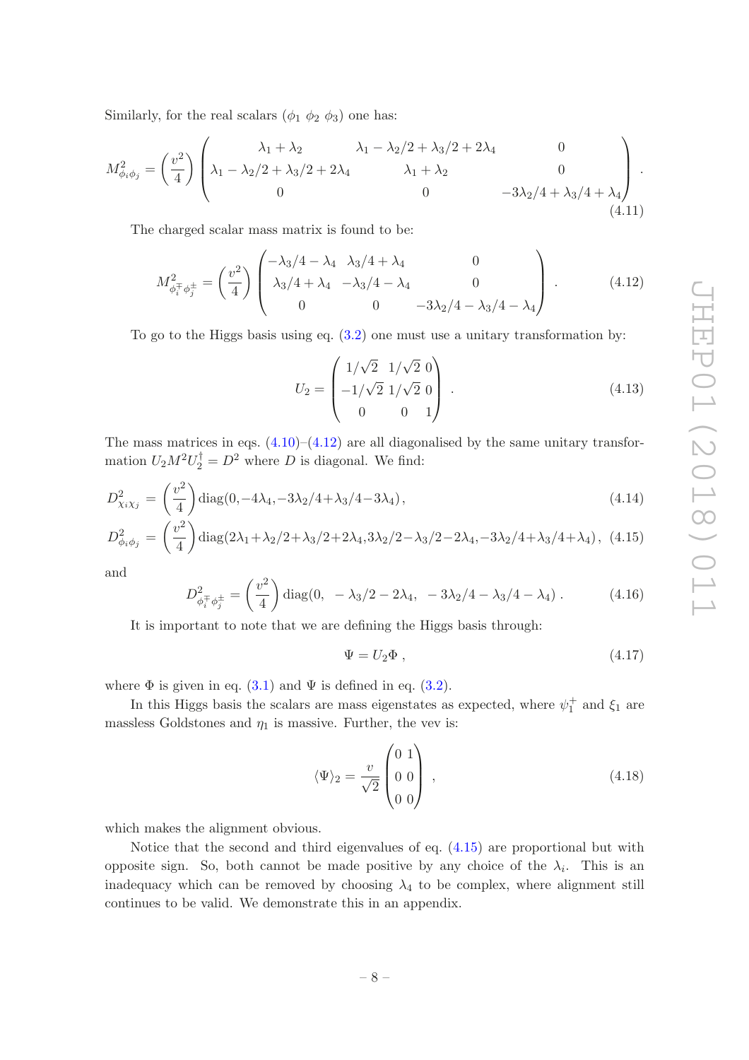Similarly, for the real scalars ($\phi_1$ $\phi_2$ $\phi_3$) one has:

$$
M^2_{\phi_i\phi_j} = \left(\frac{v^2}{4}\right) \begin{pmatrix} \lambda_1+\lambda_2 & \lambda_1-\lambda_2/2+\lambda_3/2+2\lambda_4 & 0 \\ \lambda_1-\lambda_2/2+\lambda_3/2+2\lambda_4 & \lambda_1+\lambda_2 & 0 \\ 0 & 0 & -3\lambda_2/4+\lambda_3/4+\lambda_4 \end{pmatrix} . \tag{4.11}
$$

The charged scalar mass matrix is found to be:

$$
M^2_{\phi_i^\mp\phi_j^\pm} = \left(\frac{v^2}{4}\right) \begin{pmatrix} -\lambda_3/4-\lambda_4 & \lambda_3/4+\lambda_4 & 0 \\ \lambda_3/4+\lambda_4 & -\lambda_3/4-\lambda_4 & 0 \\ 0 & 0 & -3\lambda_2/4-\lambda_3/4-\lambda_4 \end{pmatrix} . \tag{4.12}
$$

To go to the Higgs basis using eq. (3.2) one must use a unitary transformation by:

$$
U_2 = \begin{pmatrix} 1/\sqrt{2} & 1/\sqrt{2} & 0 \\ -1/\sqrt{2} & 1/\sqrt{2} & 0 \\ 0 & 0 & 1 \end{pmatrix} . \tag{4.13}
$$

The mass matrices in eqs. (4.10)–(4.12) are all diagonalised by the same unitary transformation $U_2 M^2 U_2^\dagger = D^2$ where $D$ is diagonal. We find:

$$
D^2_{\chi_i\chi_j} = \left(\frac{v^2}{4}\right) \mathrm{diag}(0, -4\lambda_4, -3\lambda_2/4+\lambda_3/4-3\lambda_4), \tag{4.14}
$$

$$
D^2_{\phi_i\phi_j} = \left(\frac{v^2}{4}\right) \mathrm{diag}(2\lambda_1+\lambda_2/2+\lambda_3/2+2\lambda_4, 3\lambda_2/2-\lambda_3/2-2\lambda_4, -3\lambda_2/4+\lambda_3/4+\lambda_4), \tag{4.15}
$$

and

$$
D^2_{\phi_i^\mp\phi_j^\pm} = \left(\frac{v^2}{4}\right) \mathrm{diag}(0, \; -\lambda_3/2-2\lambda_4, \; -3\lambda_2/4-\lambda_3/4-\lambda_4) . \tag{4.16}
$$

It is important to note that we are defining the Higgs basis through:

$$
\Psi = U_2 \Phi , \tag{4.17}
$$

where $\Phi$ is given in eq. (3.1) and $\Psi$ is defined in eq. (3.2).

In this Higgs basis the scalars are mass eigenstates as expected, where $\psi_1^+$ and $\xi_1$ are massless Goldstones and $\eta_1$ is massive. Further, the vev is:

$$
\langle \Psi \rangle_2 = \frac{v}{\sqrt{2}} \begin{pmatrix} 0 & 1 \\ 0 & 0 \\ 0 & 0 \end{pmatrix} , \tag{4.18}
$$

which makes the alignment obvious.

Notice that the second and third eigenvalues of eq. (4.15) are proportional but with opposite sign. So, both cannot be made positive by any choice of the $\lambda_i$. This is an inadequacy which can be removed by choosing $\lambda_4$ to be complex, where alignment still continues to be valid. We demonstrate this in an appendix.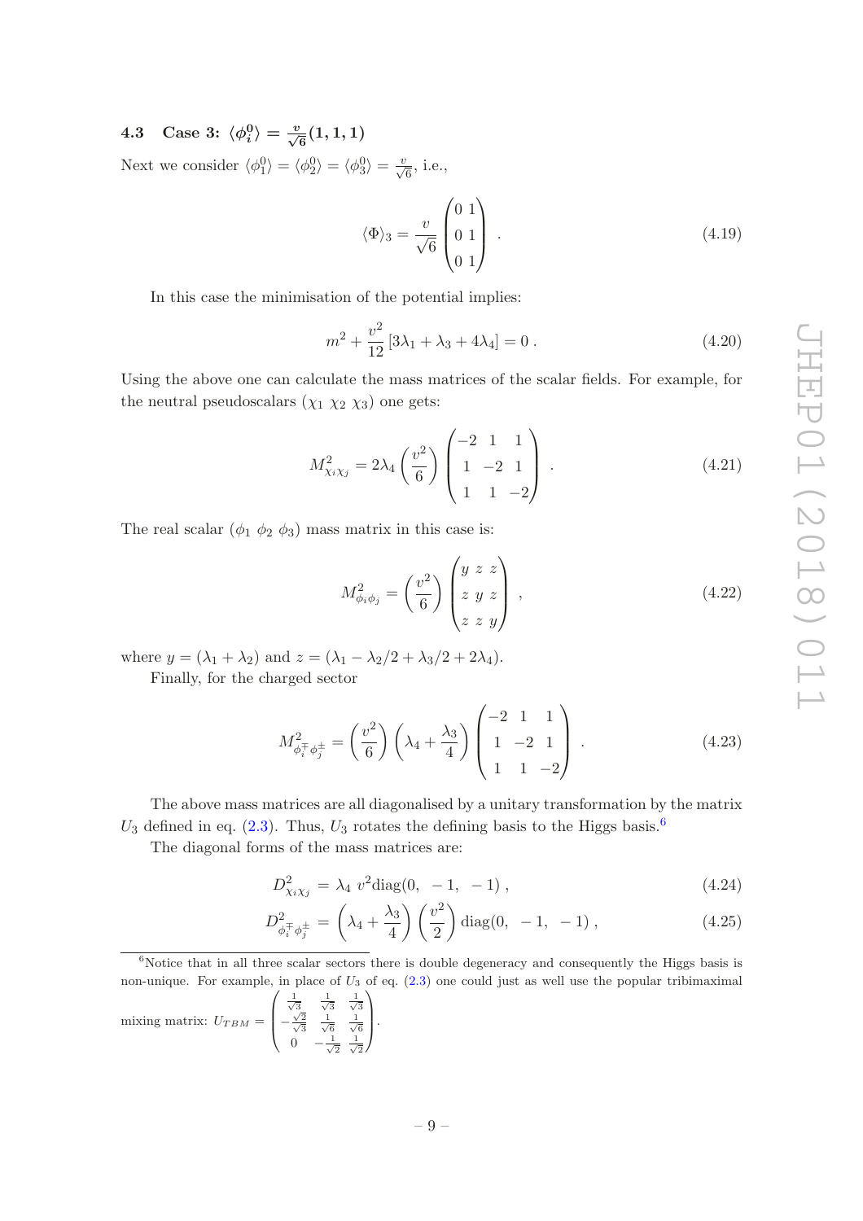### 4.3 Case 3: $\langle \phi_i^0 \rangle = \frac{v}{\sqrt{6}}(1,1,1)$

Next we consider $\langle \phi_1^0 \rangle = \langle \phi_2^0 \rangle = \langle \phi_3^0 \rangle = \frac{v}{\sqrt{6}}$, i.e.,

$$\langle \Phi \rangle_3 = \frac{v}{\sqrt{6}} \begin{pmatrix} 0 & 1 \\ 0 & 1 \\ 0 & 1 \end{pmatrix} . \tag{4.19}$$

In this case the minimisation of the potential implies:

$$m^2 + \frac{v^2}{12} \left[ 3\lambda_1 + \lambda_3 + 4\lambda_4 \right] = 0 . \tag{4.20}$$

Using the above one can calculate the mass matrices of the scalar fields. For example, for the neutral pseudoscalars $(\chi_1 \; \chi_2 \; \chi_3)$ one gets:

$$M^2_{\chi_i \chi_j} = 2\lambda_4 \left( \frac{v^2}{6} \right) \begin{pmatrix} -2 & 1 & 1 \\ 1 & -2 & 1 \\ 1 & 1 & -2 \end{pmatrix} . \tag{4.21}$$

The real scalar $(\phi_1 \; \phi_2 \; \phi_3)$ mass matrix in this case is:

$$M^2_{\phi_i \phi_j} = \left( \frac{v^2}{6} \right) \begin{pmatrix} y & z & z \\ z & y & z \\ z & z & y \end{pmatrix} , \tag{4.22}$$

where $y = (\lambda_1 + \lambda_2)$ and $z = (\lambda_1 - \lambda_2/2 + \lambda_3/2 + 2\lambda_4)$.

Finally, for the charged sector

$$M^2_{\phi_i^\mp \phi_j^\pm} = \left( \frac{v^2}{6} \right) \left( \lambda_4 + \frac{\lambda_3}{4} \right) \begin{pmatrix} -2 & 1 & 1 \\ 1 & -2 & 1 \\ 1 & 1 & -2 \end{pmatrix} . \tag{4.23}$$

The above mass matrices are all diagonalised by a unitary transformation by the matrix $U_3$ defined in eq. (2.3). Thus, $U_3$ rotates the defining basis to the Higgs basis.[6]

The diagonal forms of the mass matrices are:

$$D^2_{\chi_i \chi_j} = \lambda_4 \; v^2 \text{diag}(0, \; -1, \; -1) , \tag{4.24}$$

$$D^2_{\phi_i^\mp \phi_j^\pm} = \left( \lambda_4 + \frac{\lambda_3}{4} \right) \left( \frac{v^2}{2} \right) \text{diag}(0, \; -1, \; -1) , \tag{4.25}$$

---

[6] Notice that in all three scalar sectors there is double degeneracy and consequently the Higgs basis is non-unique. For example, in place of $U_3$ of eq. (2.3) one could just as well use the popular tribimaximal mixing matrix: $U_{TBM} = \begin{pmatrix} \frac{1}{\sqrt{3}} & \frac{1}{\sqrt{3}} & \frac{1}{\sqrt{3}} \\ -\frac{\sqrt{2}}{\sqrt{3}} & \frac{1}{\sqrt{6}} & \frac{1}{\sqrt{6}} \\ 0 & -\frac{1}{\sqrt{2}} & \frac{1}{\sqrt{2}} \end{pmatrix}$.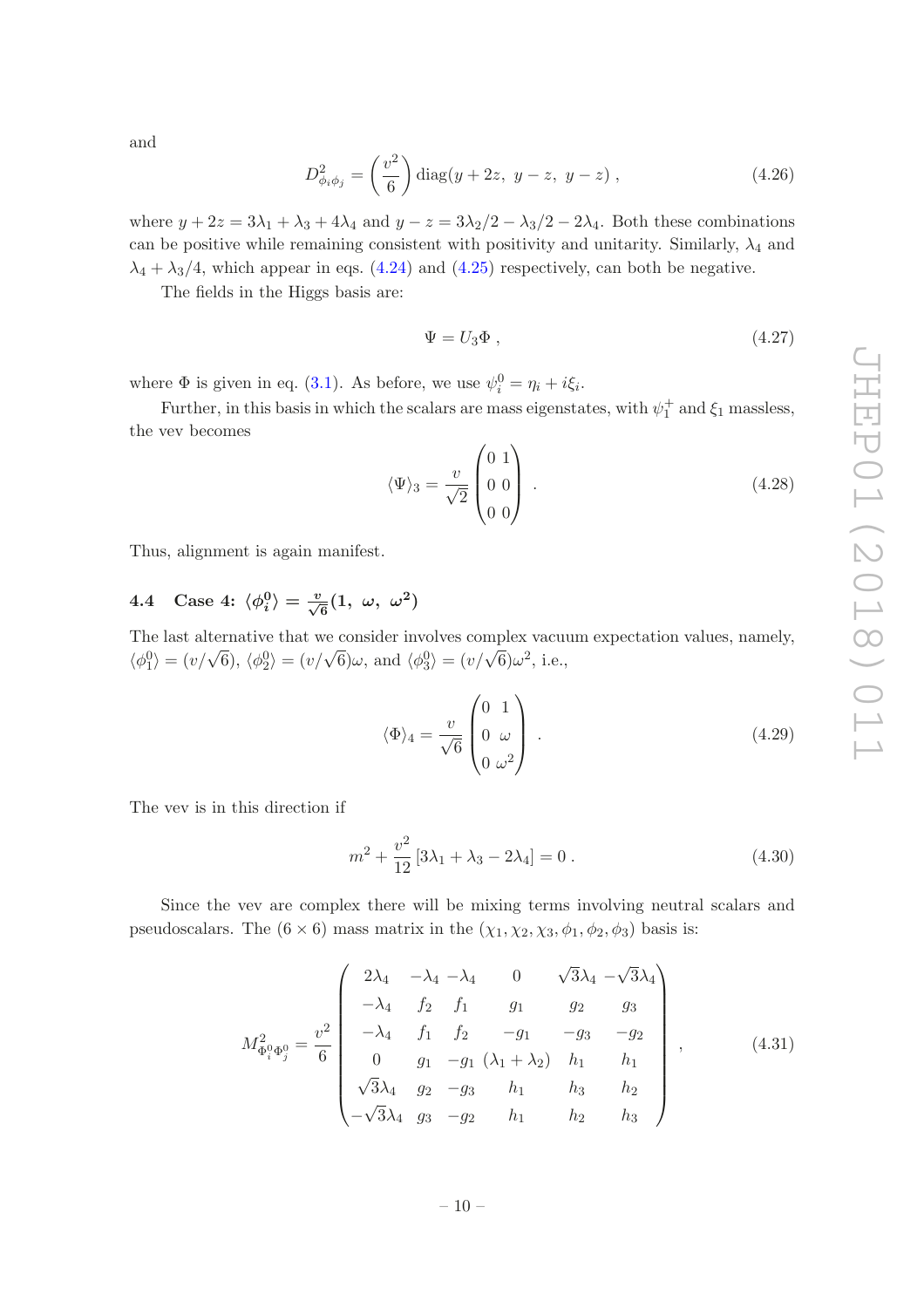and

$$D^2_{\phi_i\phi_j} = \left(\frac{v^2}{6}\right) \mathrm{diag}(y+2z,\ y-z,\ y-z)\ , \tag{4.26}$$

where $y+2z = 3\lambda_1 + \lambda_3 + 4\lambda_4$ and $y - z = 3\lambda_2/2 - \lambda_3/2 - 2\lambda_4$. Both these combinations can be positive while remaining consistent with positivity and unitarity. Similarly, $\lambda_4$ and $\lambda_4 + \lambda_3/4$, which appear in eqs. (4.24) and (4.25) respectively, can both be negative.

The fields in the Higgs basis are:

$$\Psi = U_3 \Phi\ , \tag{4.27}$$

where $\Phi$ is given in eq. (3.1). As before, we use $\psi_i^0 = \eta_i + i\xi_i$.

Further, in this basis in which the scalars are mass eigenstates, with $\psi_1^+$ and $\xi_1$ massless, the vev becomes

$$\langle\Psi\rangle_3 = \frac{v}{\sqrt{2}} \begin{pmatrix} 0 & 1 \\ 0 & 0 \\ 0 & 0 \end{pmatrix}\ . \tag{4.28}$$

Thus, alignment is again manifest.

### 4.4 Case 4: $\langle\phi_i^0\rangle = \frac{v}{\sqrt{6}}(1,\ \omega,\ \omega^2)$

The last alternative that we consider involves complex vacuum expectation values, namely, $\langle\phi_1^0\rangle = (v/\sqrt{6})$, $\langle\phi_2^0\rangle = (v/\sqrt{6})\omega$, and $\langle\phi_3^0\rangle = (v/\sqrt{6})\omega^2$, i.e.,

$$\langle\Phi\rangle_4 = \frac{v}{\sqrt{6}} \begin{pmatrix} 0 & 1 \\ 0 & \omega \\ 0 & \omega^2 \end{pmatrix}\ . \tag{4.29}$$

The vev is in this direction if

$$m^2 + \frac{v^2}{12}\left[3\lambda_1 + \lambda_3 - 2\lambda_4\right] = 0\ . \tag{4.30}$$

Since the vev are complex there will be mixing terms involving neutral scalars and pseudoscalars. The $(6\times 6)$ mass matrix in the $(\chi_1, \chi_2, \chi_3, \phi_1, \phi_2, \phi_3)$ basis is:

$$M^2_{\Phi_i^0\Phi_j^0} = \frac{v^2}{6} \begin{pmatrix} 2\lambda_4 & -\lambda_4 & -\lambda_4 & 0 & \sqrt{3}\lambda_4 & -\sqrt{3}\lambda_4 \\ -\lambda_4 & f_2 & f_1 & g_1 & g_2 & g_3 \\ -\lambda_4 & f_1 & f_2 & -g_1 & -g_3 & -g_2 \\ 0 & g_1 & -g_1 & (\lambda_1+\lambda_2) & h_1 & h_1 \\ \sqrt{3}\lambda_4 & g_2 & -g_3 & h_1 & h_3 & h_2 \\ -\sqrt{3}\lambda_4 & g_3 & -g_2 & h_1 & h_2 & h_3 \end{pmatrix}\ , \tag{4.31}$$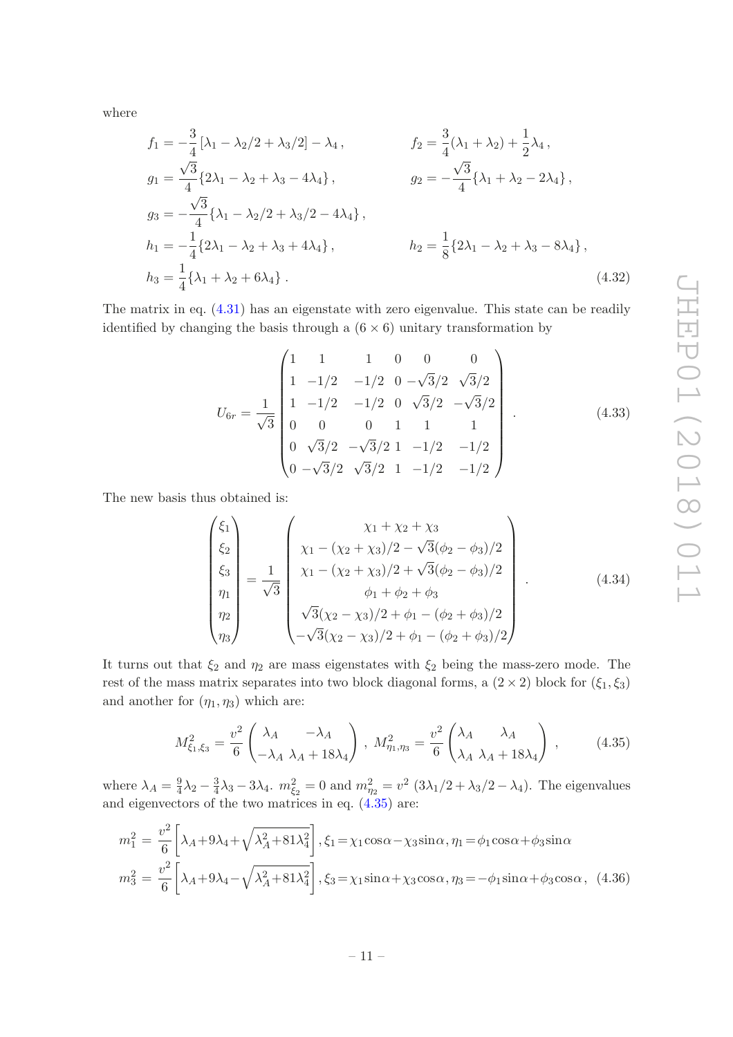where

$$
\begin{aligned}
f_1 &= -\frac{3}{4}\left[\lambda_1 - \lambda_2/2 + \lambda_3/2\right] - \lambda_4\,, & f_2 &= \frac{3}{4}(\lambda_1 + \lambda_2) + \frac{1}{2}\lambda_4\,,\\
g_1 &= \frac{\sqrt{3}}{4}\{2\lambda_1 - \lambda_2 + \lambda_3 - 4\lambda_4\}\,, & g_2 &= -\frac{\sqrt{3}}{4}\{\lambda_1 + \lambda_2 - 2\lambda_4\}\,,\\
g_3 &= -\frac{\sqrt{3}}{4}\{\lambda_1 - \lambda_2/2 + \lambda_3/2 - 4\lambda_4\}\,, & &\\
h_1 &= -\frac{1}{4}\{2\lambda_1 - \lambda_2 + \lambda_3 + 4\lambda_4\}\,, & h_2 &= \frac{1}{8}\{2\lambda_1 - \lambda_2 + \lambda_3 - 8\lambda_4\}\,,\\
h_3 &= \frac{1}{4}\{\lambda_1 + \lambda_2 + 6\lambda_4\}\,. & &
\end{aligned}
\tag{4.32}
$$

The matrix in eq. (4.31) has an eigenstate with zero eigenvalue. This state can be readily identified by changing the basis through a $(6 \times 6)$ unitary transformation by

$$
U_{6r} = \frac{1}{\sqrt{3}}\begin{pmatrix}
1 & 1 & 1 & 0 & 0 & 0\\
1 & -1/2 & -1/2 & 0 & -\sqrt{3}/2 & \sqrt{3}/2\\
1 & -1/2 & -1/2 & 0 & \sqrt{3}/2 & -\sqrt{3}/2\\
0 & 0 & 0 & 1 & 1 & 1\\
0 & \sqrt{3}/2 & -\sqrt{3}/2 & 1 & -1/2 & -1/2\\
0 & -\sqrt{3}/2 & \sqrt{3}/2 & 1 & -1/2 & -1/2
\end{pmatrix}\,.
\tag{4.33}
$$

The new basis thus obtained is:

$$
\begin{pmatrix}\xi_1\\ \xi_2\\ \xi_3\\ \eta_1\\ \eta_2\\ \eta_3\end{pmatrix} = \frac{1}{\sqrt{3}}\begin{pmatrix}
\chi_1 + \chi_2 + \chi_3\\
\chi_1 - (\chi_2 + \chi_3)/2 - \sqrt{3}(\phi_2 - \phi_3)/2\\
\chi_1 - (\chi_2 + \chi_3)/2 + \sqrt{3}(\phi_2 - \phi_3)/2\\
\phi_1 + \phi_2 + \phi_3\\
\sqrt{3}(\chi_2 - \chi_3)/2 + \phi_1 - (\phi_2 + \phi_3)/2\\
-\sqrt{3}(\chi_2 - \chi_3)/2 + \phi_1 - (\phi_2 + \phi_3)/2
\end{pmatrix}\,.
\tag{4.34}
$$

It turns out that $\xi_2$ and $\eta_2$ are mass eigenstates with $\xi_2$ being the mass-zero mode. The rest of the mass matrix separates into two block diagonal forms, a $(2 \times 2)$ block for $(\xi_1, \xi_3)$ and another for $(\eta_1, \eta_3)$ which are:

$$
M^2_{\xi_1,\xi_3} = \frac{v^2}{6}\begin{pmatrix}\lambda_A & -\lambda_A\\ -\lambda_A & \lambda_A + 18\lambda_4\end{pmatrix}\,,\; M^2_{\eta_1,\eta_3} = \frac{v^2}{6}\begin{pmatrix}\lambda_A & \lambda_A\\ \lambda_A & \lambda_A + 18\lambda_4\end{pmatrix}\,,
\tag{4.35}
$$

where $\lambda_A = \frac{9}{4}\lambda_2 - \frac{3}{4}\lambda_3 - 3\lambda_4$. $m^2_{\xi_2} = 0$ and $m^2_{\eta_2} = v^2\,(3\lambda_1/2 + \lambda_3/2 - \lambda_4)$. The eigenvalues and eigenvectors of the two matrices in eq. (4.35) are:

$$
\begin{aligned}
m_1^2 &= \frac{v^2}{6}\left[\lambda_A + 9\lambda_4 + \sqrt{\lambda_A^2 + 81\lambda_4^2}\right], \xi_1 = \chi_1\cos\alpha - \chi_3\sin\alpha, \eta_1 = \phi_1\cos\alpha + \phi_3\sin\alpha\\
m_3^2 &= \frac{v^2}{6}\left[\lambda_A + 9\lambda_4 - \sqrt{\lambda_A^2 + 81\lambda_4^2}\right], \xi_3 = \chi_1\sin\alpha + \chi_3\cos\alpha, \eta_3 = -\phi_1\sin\alpha + \phi_3\cos\alpha,
\end{aligned}
\tag{4.36}
$$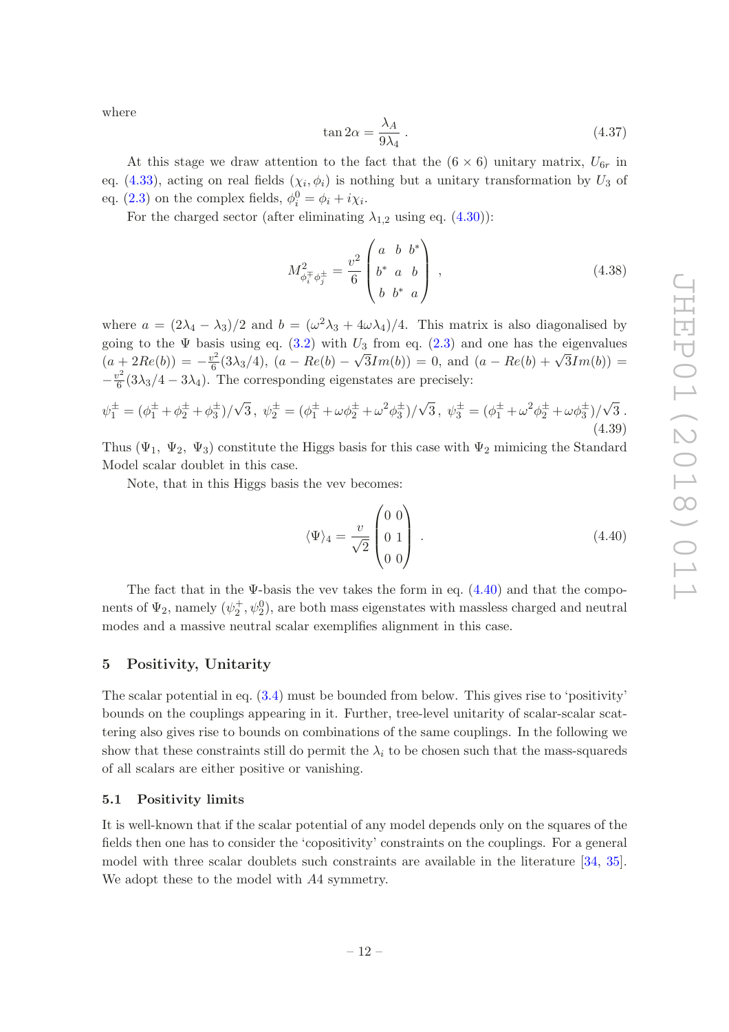where

$$
\tan 2\alpha = \frac{\lambda_A}{9\lambda_4} \,. \tag{4.37}
$$

At this stage we draw attention to the fact that the $(6 \times 6)$ unitary matrix, $U_{6r}$ in eq. (4.33), acting on real fields $(\chi_i, \phi_i)$ is nothing but a unitary transformation by $U_3$ of eq. (2.3) on the complex fields, $\phi_i^0 = \phi_i + i\chi_i$.

For the charged sector (after eliminating $\lambda_{1,2}$ using eq. (4.30)):

$$
M^2_{\phi_i^\mp \phi_j^\pm} = \frac{v^2}{6} \begin{pmatrix} a & b & b^* \\ b^* & a & b \\ b & b^* & a \end{pmatrix} \,, \tag{4.38}
$$

where $a = (2\lambda_4 - \lambda_3)/2$ and $b = (\omega^2\lambda_3 + 4\omega\lambda_4)/4$. This matrix is also diagonalised by going to the $\Psi$ basis using eq. (3.2) with $U_3$ from eq. (2.3) and one has the eigenvalues $(a + 2Re(b)) = -\frac{v^2}{6}(3\lambda_3/4)$, $(a - Re(b) - \sqrt{3}Im(b)) = 0$, and $(a - Re(b) + \sqrt{3}Im(b)) = -\frac{v^2}{6}(3\lambda_3/4 - 3\lambda_4)$. The corresponding eigenstates are precisely:

$$
\psi_1^\pm = (\phi_1^\pm + \phi_2^\pm + \phi_3^\pm)/\sqrt{3}\,,\; \psi_2^\pm = (\phi_1^\pm + \omega\phi_2^\pm + \omega^2\phi_3^\pm)/\sqrt{3}\,,\; \psi_3^\pm = (\phi_1^\pm + \omega^2\phi_2^\pm + \omega\phi_3^\pm)/\sqrt{3}\,. \tag{4.39}
$$

Thus $(\Psi_1,\ \Psi_2,\ \Psi_3)$ constitute the Higgs basis for this case with $\Psi_2$ mimicing the Standard Model scalar doublet in this case.

Note, that in this Higgs basis the vev becomes:

$$
\langle \Psi \rangle_4 = \frac{v}{\sqrt{2}} \begin{pmatrix} 0 & 0 \\ 0 & 1 \\ 0 & 0 \end{pmatrix} \,. \tag{4.40}
$$

The fact that in the $\Psi$-basis the vev takes the form in eq. (4.40) and that the components of $\Psi_2$, namely $(\psi_2^+, \psi_2^0)$, are both mass eigenstates with massless charged and neutral modes and a massive neutral scalar exemplifies alignment in this case.

## 5 Positivity, Unitarity

The scalar potential in eq. (3.4) must be bounded from below. This gives rise to 'positivity' bounds on the couplings appearing in it. Further, tree-level unitarity of scalar-scalar scattering also gives rise to bounds on combinations of the same couplings. In the following we show that these constraints still do permit the $\lambda_i$ to be chosen such that the mass-squareds of all scalars are either positive or vanishing.

### 5.1 Positivity limits

It is well-known that if the scalar potential of any model depends only on the squares of the fields then one has to consider the 'copositivity' constraints on the couplings. For a general model with three scalar doublets such constraints are available in the literature [34, 35]. We adopt these to the model with $A4$ symmetry.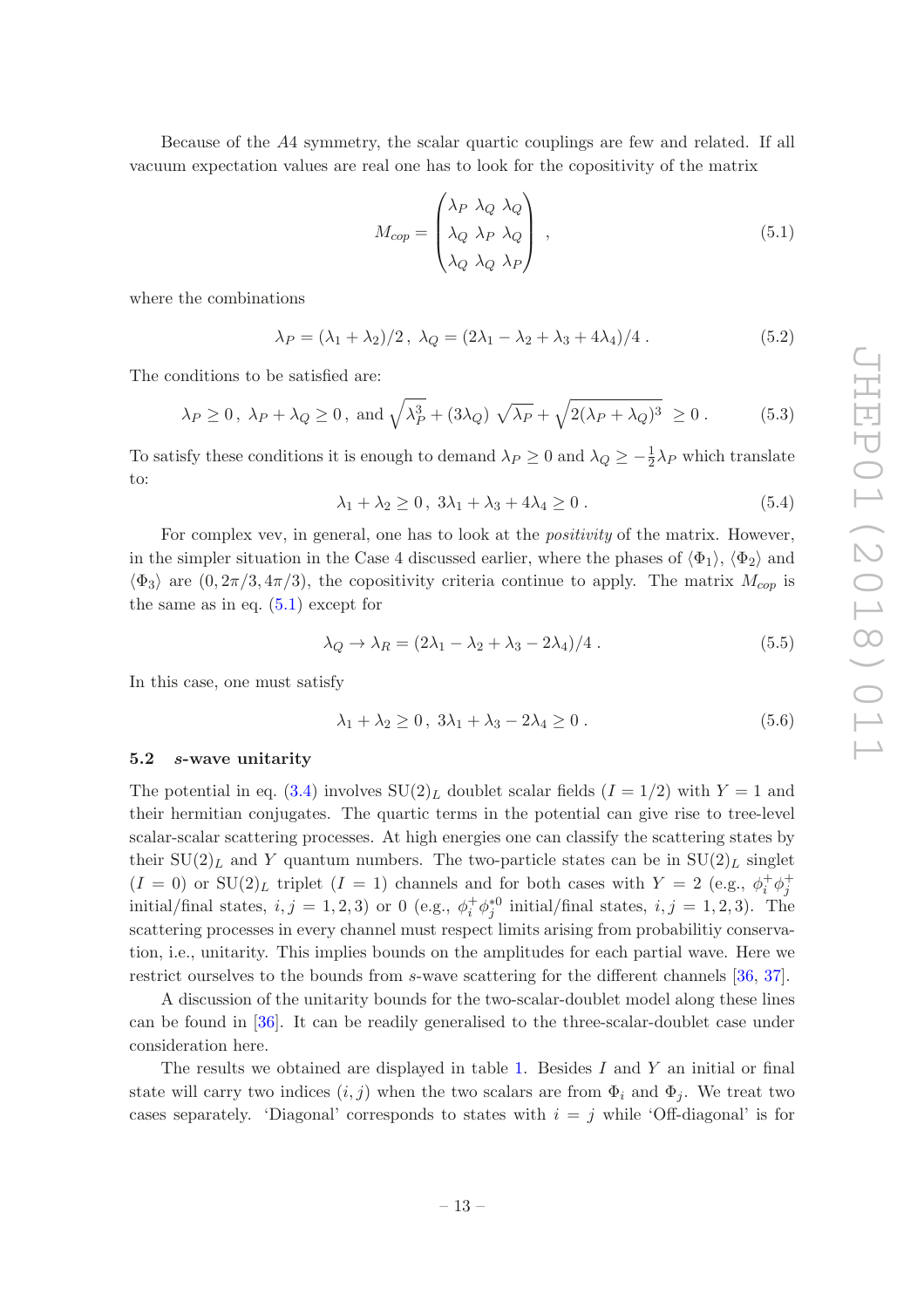Because of the $A4$ symmetry, the scalar quartic couplings are few and related. If all vacuum expectation values are real one has to look for the copositivity of the matrix

$$M_{cop} = \begin{pmatrix} \lambda_P & \lambda_Q & \lambda_Q \\ \lambda_Q & \lambda_P & \lambda_Q \\ \lambda_Q & \lambda_Q & \lambda_P \end{pmatrix} , \tag{5.1}$$

where the combinations

$$\lambda_P = (\lambda_1 + \lambda_2)/2 \, , \; \lambda_Q = (2\lambda_1 - \lambda_2 + \lambda_3 + 4\lambda_4)/4 \, . \tag{5.2}$$

The conditions to be satisfied are:

$$\lambda_P \geq 0 \, , \; \lambda_P + \lambda_Q \geq 0 \, , \text{ and } \sqrt{\lambda_P^3} + (3\lambda_Q) \, \sqrt{\lambda_P} + \sqrt{2(\lambda_P + \lambda_Q)^3} \; \geq 0 \, . \tag{5.3}$$

To satisfy these conditions it is enough to demand $\lambda_P \geq 0$ and $\lambda_Q \geq -\frac{1}{2}\lambda_P$ which translate to:

$$\lambda_1 + \lambda_2 \geq 0 \, , \; 3\lambda_1 + \lambda_3 + 4\lambda_4 \geq 0 \, . \tag{5.4}$$

For complex vev, in general, one has to look at the *positivity* of the matrix. However, in the simpler situation in the Case 4 discussed earlier, where the phases of $\langle \Phi_1 \rangle$, $\langle \Phi_2 \rangle$ and $\langle \Phi_3 \rangle$ are $(0, 2\pi/3, 4\pi/3)$, the copositivity criteria continue to apply. The matrix $M_{cop}$ is the same as in eq. (5.1) except for

$$\lambda_Q \to \lambda_R = (2\lambda_1 - \lambda_2 + \lambda_3 - 2\lambda_4)/4 \, . \tag{5.5}$$

In this case, one must satisfy

$$\lambda_1 + \lambda_2 \geq 0 \, , \; 3\lambda_1 + \lambda_3 - 2\lambda_4 \geq 0 \, . \tag{5.6}$$

### 5.2 $s$-wave unitarity

The potential in eq. (3.4) involves $\mathrm{SU}(2)_L$ doublet scalar fields ($I = 1/2$) with $Y = 1$ and their hermitian conjugates. The quartic terms in the potential can give rise to tree-level scalar-scalar scattering processes. At high energies one can classify the scattering states by their $\mathrm{SU}(2)_L$ and $Y$ quantum numbers. The two-particle states can be in $\mathrm{SU}(2)_L$ singlet ($I = 0$) or $\mathrm{SU}(2)_L$ triplet ($I = 1$) channels and for both cases with $Y = 2$ (e.g., $\phi_i^+ \phi_j^+$ initial/final states, $i, j = 1, 2, 3$) or 0 (e.g., $\phi_i^+ \phi_j^{*0}$ initial/final states, $i, j = 1, 2, 3$). The scattering processes in every channel must respect limits arising from probabilitiy conservation, i.e., unitarity. This implies bounds on the amplitudes for each partial wave. Here we restrict ourselves to the bounds from $s$-wave scattering for the different channels [36, 37].

A discussion of the unitarity bounds for the two-scalar-doublet model along these lines can be found in [36]. It can be readily generalised to the three-scalar-doublet case under consideration here.

The results we obtained are displayed in table 1. Besides $I$ and $Y$ an initial or final state will carry two indices $(i, j)$ when the two scalars are from $\Phi_i$ and $\Phi_j$. We treat two cases separately. 'Diagonal' corresponds to states with $i = j$ while 'Off-diagonal' is for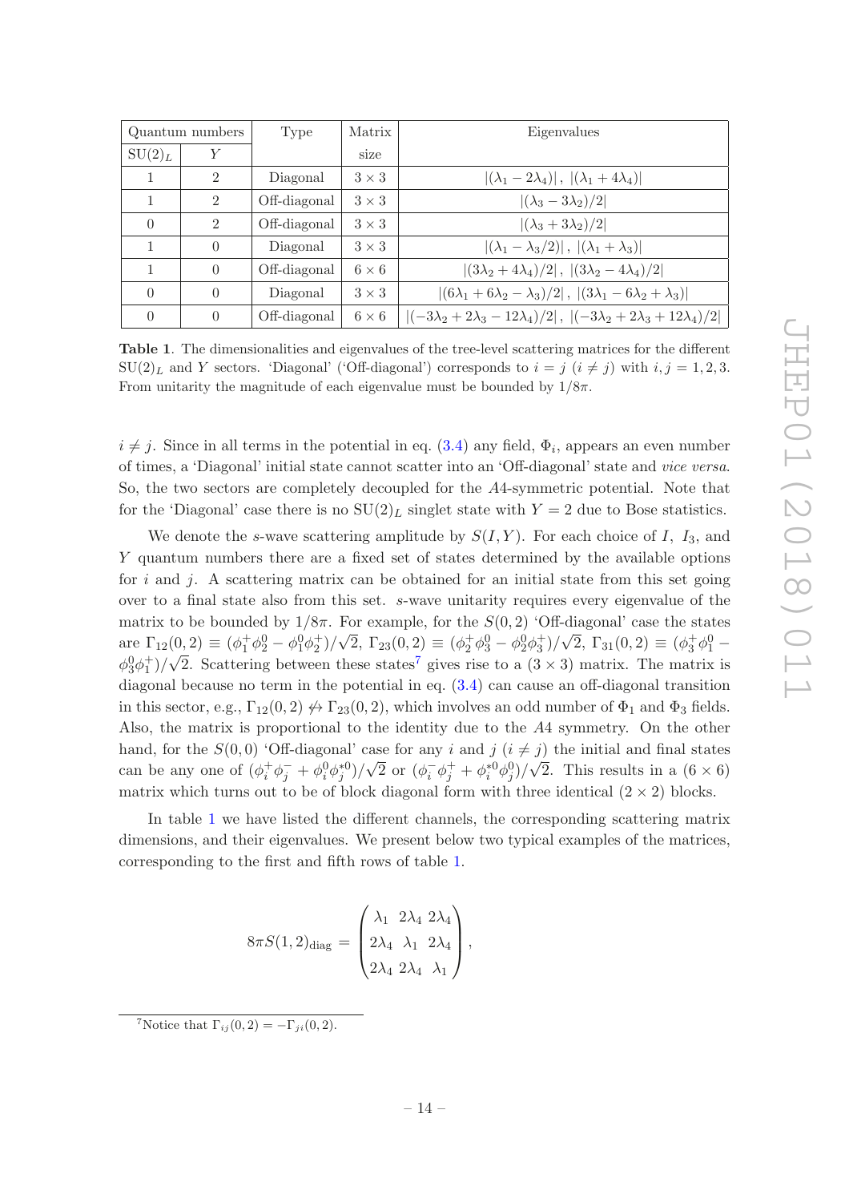| Quantum numbers | | Type | Matrix | Eigenvalues |
|---|---|---|---|---|
| $\mathrm{SU}(2)_L$ | $Y$ | | size | |
| 1 | 2 | Diagonal | $3 \times 3$ | $\lvert(\lambda_1 - 2\lambda_4)\rvert\,,\ \lvert(\lambda_1 + 4\lambda_4)\rvert$ |
| 1 | 2 | Off-diagonal | $3 \times 3$ | $\lvert(\lambda_3 - 3\lambda_2)/2\rvert$ |
| 0 | 2 | Off-diagonal | $3 \times 3$ | $\lvert(\lambda_3 + 3\lambda_2)/2\rvert$ |
| 1 | 0 | Diagonal | $3 \times 3$ | $\lvert(\lambda_1 - \lambda_3/2)\rvert\,,\ \lvert(\lambda_1 + \lambda_3)\rvert$ |
| 1 | 0 | Off-diagonal | $6 \times 6$ | $\lvert(3\lambda_2 + 4\lambda_4)/2\rvert\,,\ \lvert(3\lambda_2 - 4\lambda_4)/2\rvert$ |
| 0 | 0 | Diagonal | $3 \times 3$ | $\lvert(6\lambda_1 + 6\lambda_2 - \lambda_3)/2\rvert\,,\ \lvert(3\lambda_1 - 6\lambda_2 + \lambda_3)\rvert$ |
| 0 | 0 | Off-diagonal | $6 \times 6$ | $\lvert(-3\lambda_2 + 2\lambda_3 - 12\lambda_4)/2\rvert\,,\ \lvert(-3\lambda_2 + 2\lambda_3 + 12\lambda_4)/2\rvert$ |

**Table 1**. The dimensionalities and eigenvalues of the tree-level scattering matrices for the different $\mathrm{SU}(2)_L$ and $Y$ sectors. 'Diagonal' ('Off-diagonal') corresponds to $i = j$ $(i \neq j)$ with $i, j = 1, 2, 3$. From unitarity the magnitude of each eigenvalue must be bounded by $1/8\pi$.

$i \neq j$. Since in all terms in the potential in eq. (3.4) any field, $\Phi_i$, appears an even number of times, a 'Diagonal' initial state cannot scatter into an 'Off-diagonal' state and *vice versa*. So, the two sectors are completely decoupled for the $A4$-symmetric potential. Note that for the 'Diagonal' case there is no $\mathrm{SU}(2)_L$ singlet state with $Y = 2$ due to Bose statistics.

We denote the $s$-wave scattering amplitude by $S(I, Y)$. For each choice of $I$, $I_3$, and $Y$ quantum numbers there are a fixed set of states determined by the available options for $i$ and $j$. A scattering matrix can be obtained for an initial state from this set going over to a final state also from this set. $s$-wave unitarity requires every eigenvalue of the matrix to be bounded by $1/8\pi$. For example, for the $S(0,2)$ 'Off-diagonal' case the states are $\Gamma_{12}(0,2) \equiv (\phi_1^+\phi_2^0 - \phi_1^0\phi_2^+)/\sqrt{2}$, $\Gamma_{23}(0,2) \equiv (\phi_2^+\phi_3^0 - \phi_2^0\phi_3^+)/\sqrt{2}$, $\Gamma_{31}(0,2) \equiv (\phi_3^+\phi_1^0 - \phi_3^0\phi_1^+)/\sqrt{2}$. Scattering between these states[7] gives rise to a $(3 \times 3)$ matrix. The matrix is diagonal because no term in the potential in eq. (3.4) can cause an off-diagonal transition in this sector, e.g., $\Gamma_{12}(0,2) \not\leftrightarrow \Gamma_{23}(0,2)$, which involves an odd number of $\Phi_1$ and $\Phi_3$ fields. Also, the matrix is proportional to the identity due to the $A4$ symmetry. On the other hand, for the $S(0,0)$ 'Off-diagonal' case for any $i$ and $j$ $(i \neq j)$ the initial and final states can be any one of $(\phi_i^+\phi_j^- + \phi_i^0\phi_j^{*0})/\sqrt{2}$ or $(\phi_i^-\phi_j^+ + \phi_i^{*0}\phi_j^0)/\sqrt{2}$. This results in a $(6 \times 6)$ matrix which turns out to be of block diagonal form with three identical $(2 \times 2)$ blocks.

In table 1 we have listed the different channels, the corresponding scattering matrix dimensions, and their eigenvalues. We present below two typical examples of the matrices, corresponding to the first and fifth rows of table 1.

$$
8\pi S(1,2)_{\rm diag} = \begin{pmatrix} \lambda_1 & 2\lambda_4 & 2\lambda_4 \\ 2\lambda_4 & \lambda_1 & 2\lambda_4 \\ 2\lambda_4 & 2\lambda_4 & \lambda_1 \end{pmatrix},
$$

[7] Notice that $\Gamma_{ij}(0,2) = -\Gamma_{ji}(0,2)$.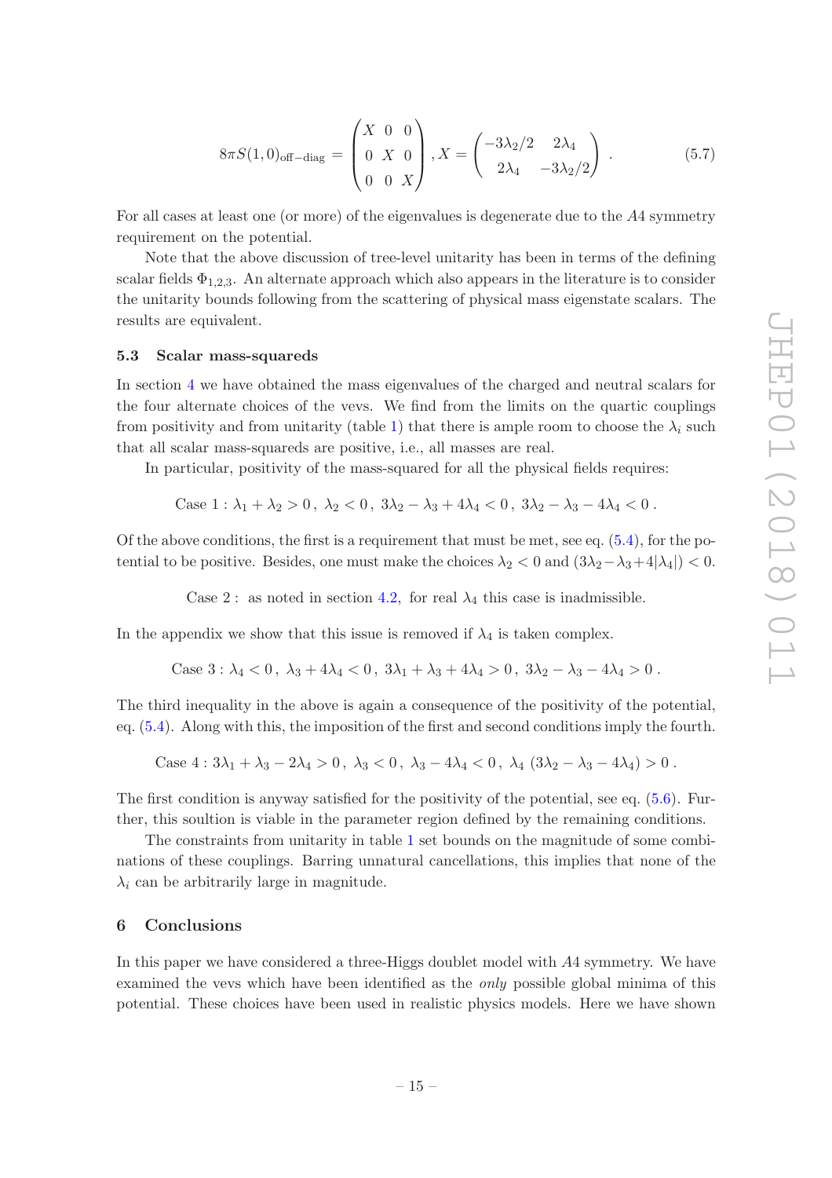$$8\pi S(1,0)_{\text{off-diag}} = \begin{pmatrix} X & 0 & 0 \\ 0 & X & 0 \\ 0 & 0 & X \end{pmatrix}, X = \begin{pmatrix} -3\lambda_2/2 & 2\lambda_4 \\ 2\lambda_4 & -3\lambda_2/2 \end{pmatrix} . \tag{5.7}$$

For all cases at least one (or more) of the eigenvalues is degenerate due to the $A4$ symmetry requirement on the potential.

Note that the above discussion of tree-level unitarity has been in terms of the defining scalar fields $\Phi_{1,2,3}$. An alternate approach which also appears in the literature is to consider the unitarity bounds following from the scattering of physical mass eigenstate scalars. The results are equivalent.

### 5.3 Scalar mass-squareds

In section 4 we have obtained the mass eigenvalues of the charged and neutral scalars for the four alternate choices of the vevs. We find from the limits on the quartic couplings from positivity and from unitarity (table 1) that there is ample room to choose the $\lambda_i$ such that all scalar mass-squareds are positive, i.e., all masses are real.

In particular, positivity of the mass-squared for all the physical fields requires:

$$\text{Case 1} : \lambda_1 + \lambda_2 > 0\,,\ \lambda_2 < 0\,,\ 3\lambda_2 - \lambda_3 + 4\lambda_4 < 0\,,\ 3\lambda_2 - \lambda_3 - 4\lambda_4 < 0\,.$$

Of the above conditions, the first is a requirement that must be met, see eq. (5.4), for the potential to be positive. Besides, one must make the choices $\lambda_2 < 0$ and $(3\lambda_2 - \lambda_3 + 4|\lambda_4|) < 0$.

$$\text{Case 2}: \text{ as noted in section 4.2, for real } \lambda_4 \text{ this case is inadmissible.}$$

In the appendix we show that this issue is removed if $\lambda_4$ is taken complex.

$$\text{Case 3} : \lambda_4 < 0\,,\ \lambda_3 + 4\lambda_4 < 0\,,\ 3\lambda_1 + \lambda_3 + 4\lambda_4 > 0\,,\ 3\lambda_2 - \lambda_3 - 4\lambda_4 > 0\,.$$

The third inequality in the above is again a consequence of the positivity of the potential, eq. (5.4). Along with this, the imposition of the first and second conditions imply the fourth.

$$\text{Case 4} : 3\lambda_1 + \lambda_3 - 2\lambda_4 > 0\,,\ \lambda_3 < 0\,,\ \lambda_3 - 4\lambda_4 < 0\,,\ \lambda_4\ (3\lambda_2 - \lambda_3 - 4\lambda_4) > 0\,.$$

The first condition is anyway satisfied for the positivity of the potential, see eq. (5.6). Further, this soultion is viable in the parameter region defined by the remaining conditions.

The constraints from unitarity in table 1 set bounds on the magnitude of some combinations of these couplings. Barring unnatural cancellations, this implies that none of the $\lambda_i$ can be arbitrarily large in magnitude.

## 6 Conclusions

In this paper we have considered a three-Higgs doublet model with $A4$ symmetry. We have examined the vevs which have been identified as the *only* possible global minima of this potential. These choices have been used in realistic physics models. Here we have shown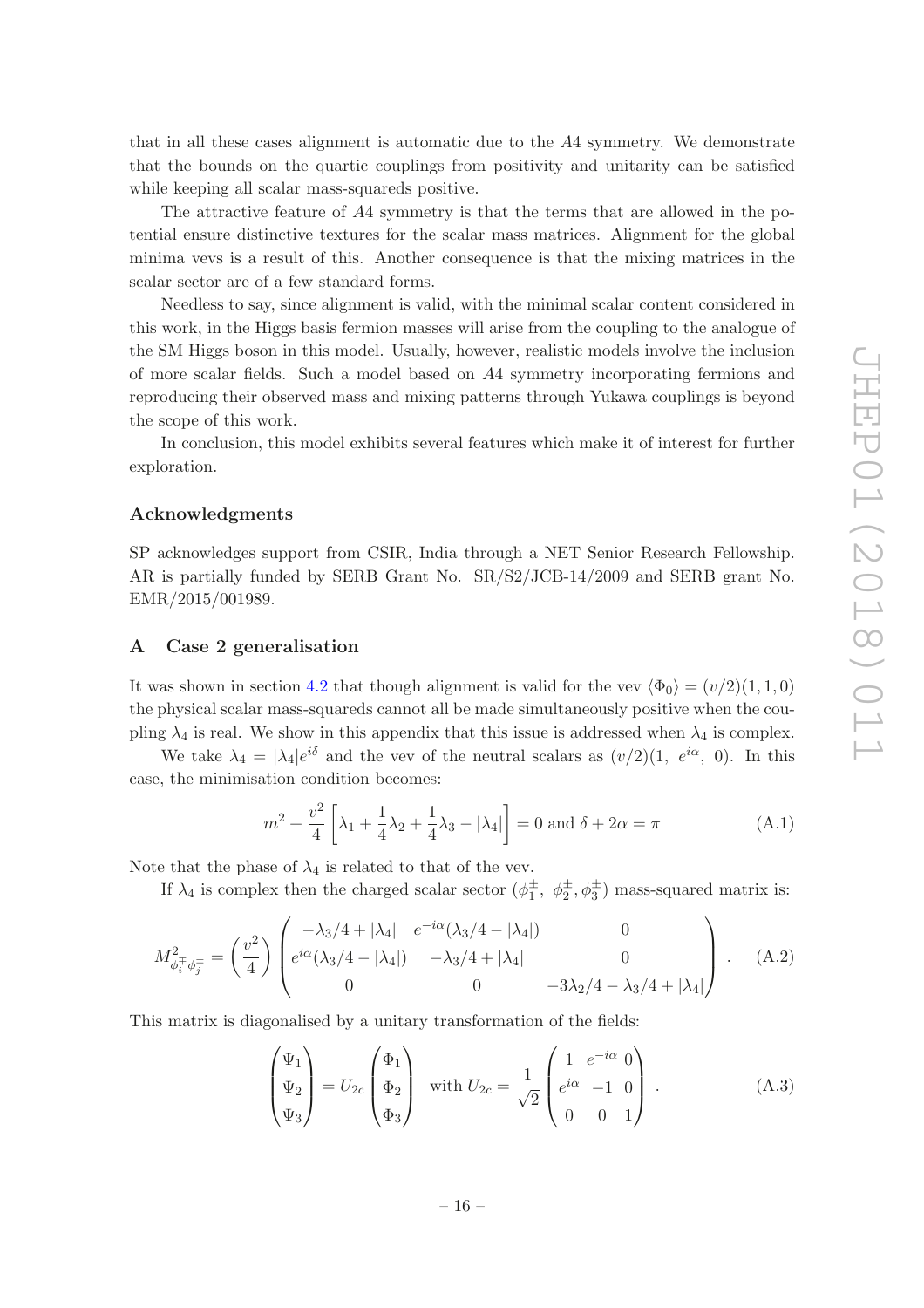that in all these cases alignment is automatic due to the $A4$ symmetry. We demonstrate that the bounds on the quartic couplings from positivity and unitarity can be satisfied while keeping all scalar mass-squareds positive.

The attractive feature of $A4$ symmetry is that the terms that are allowed in the potential ensure distinctive textures for the scalar mass matrices. Alignment for the global minima vevs is a result of this. Another consequence is that the mixing matrices in the scalar sector are of a few standard forms.

Needless to say, since alignment is valid, with the minimal scalar content considered in this work, in the Higgs basis fermion masses will arise from the coupling to the analogue of the SM Higgs boson in this model. Usually, however, realistic models involve the inclusion of more scalar fields. Such a model based on $A4$ symmetry incorporating fermions and reproducing their observed mass and mixing patterns through Yukawa couplings is beyond the scope of this work.

In conclusion, this model exhibits several features which make it of interest for further exploration.

### Acknowledgments

SP acknowledges support from CSIR, India through a NET Senior Research Fellowship. AR is partially funded by SERB Grant No. SR/S2/JCB-14/2009 and SERB grant No. EMR/2015/001989.

## A Case 2 generalisation

It was shown in section 4.2 that though alignment is valid for the vev $\langle\Phi_0\rangle = (v/2)(1, 1, 0)$ the physical scalar mass-squareds cannot all be made simultaneously positive when the coupling $\lambda_4$ is real. We show in this appendix that this issue is addressed when $\lambda_4$ is complex.

We take $\lambda_4 = |\lambda_4|e^{i\delta}$ and the vev of the neutral scalars as $(v/2)(1,\ e^{i\alpha},\ 0)$. In this case, the minimisation condition becomes:

$$m^2 + \frac{v^2}{4}\left[\lambda_1 + \frac{1}{4}\lambda_2 + \frac{1}{4}\lambda_3 - |\lambda_4|\right] = 0 \text{ and } \delta + 2\alpha = \pi \tag{A.1}$$

Note that the phase of $\lambda_4$ is related to that of the vev.

If $\lambda_4$ is complex then the charged scalar sector $(\phi_1^\pm,\ \phi_2^\pm, \phi_3^\pm)$ mass-squared matrix is:

$$M^2_{\phi_i^\mp \phi_j^\pm} = \left(\frac{v^2}{4}\right)\begin{pmatrix} -\lambda_3/4 + |\lambda_4| & e^{-i\alpha}(\lambda_3/4 - |\lambda_4|) & 0 \\ e^{i\alpha}(\lambda_3/4 - |\lambda_4|) & -\lambda_3/4 + |\lambda_4| & 0 \\ 0 & 0 & -3\lambda_2/4 - \lambda_3/4 + |\lambda_4| \end{pmatrix}. \tag{A.2}$$

This matrix is diagonalised by a unitary transformation of the fields:

$$\begin{pmatrix} \Psi_1 \\ \Psi_2 \\ \Psi_3 \end{pmatrix} = U_{2c}\begin{pmatrix} \Phi_1 \\ \Phi_2 \\ \Phi_3 \end{pmatrix} \quad \text{with } U_{2c} = \frac{1}{\sqrt{2}}\begin{pmatrix} 1 & e^{-i\alpha} & 0 \\ e^{i\alpha} & -1 & 0 \\ 0 & 0 & 1 \end{pmatrix}. \tag{A.3}$$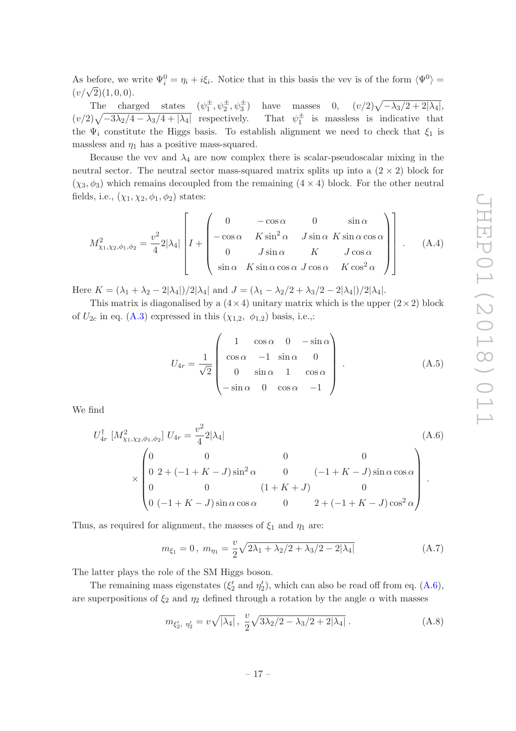As before, we write $\Psi_i^0 = \eta_i + i\xi_i$. Notice that in this basis the vev is of the form $\langle \Psi^0 \rangle = (v/\sqrt{2})(1, 0, 0)$.

The charged states $(\psi_1^\pm, \psi_2^\pm, \psi_3^\pm)$ have masses 0, $(v/2)\sqrt{-\lambda_3/2 + 2|\lambda_4|}$, $(v/2)\sqrt{-3\lambda_2/4 - \lambda_3/4 + |\lambda_4|}$ respectively. That $\psi_1^\pm$ is massless is indicative that the $\Psi_i$ constitute the Higgs basis. To establish alignment we need to check that $\xi_1$ is massless and $\eta_1$ has a positive mass-squared.

Because the vev and $\lambda_4$ are now complex there is scalar-pseudoscalar mixing in the neutral sector. The neutral sector mass-squared matrix splits up into a $(2 \times 2)$ block for $(\chi_3, \phi_3)$ which remains decoupled from the remaining $(4 \times 4)$ block. For the other neutral fields, i.e., $(\chi_1, \chi_2, \phi_1, \phi_2)$ states:

$$
M^2_{\chi_1,\chi_2,\phi_1,\phi_2} = \frac{v^2}{4} 2|\lambda_4| \left[ I + \begin{pmatrix} 0 & -\cos\alpha & 0 & \sin\alpha \\ -\cos\alpha & K\sin^2\alpha & J\sin\alpha & K\sin\alpha\cos\alpha \\ 0 & J\sin\alpha & K & J\cos\alpha \\ \sin\alpha & K\sin\alpha\cos\alpha & J\cos\alpha & K\cos^2\alpha \end{pmatrix} \right] . \tag{A.4}
$$

Here $K = (\lambda_1 + \lambda_2 - 2|\lambda_4|)/2|\lambda_4|$ and $J = (\lambda_1 - \lambda_2/2 + \lambda_3/2 - 2|\lambda_4|)/2|\lambda_4|$.

This matrix is diagonalised by a $(4\times4)$ unitary matrix which is the upper $(2\times2)$ block of $U_{2c}$ in eq. (A.3) expressed in this $(\chi_{1,2},\ \phi_{1,2})$ basis, i.e.,:

$$
U_{4r} = \frac{1}{\sqrt{2}} \begin{pmatrix} 1 & \cos\alpha & 0 & -\sin\alpha \\ \cos\alpha & -1 & \sin\alpha & 0 \\ 0 & \sin\alpha & 1 & \cos\alpha \\ -\sin\alpha & 0 & \cos\alpha & -1 \end{pmatrix} . \tag{A.5}
$$

We find

$$
U_{4r}^\dagger\ [M^2_{\chi_1,\chi_2,\phi_1,\phi_2}]\ U_{4r} = \frac{v^2}{4} 2|\lambda_4| \tag{A.6}
$$
$$
\times \begin{pmatrix} 0 & 0 & 0 & 0 \\ 0 & 2 + (-1+K-J)\sin^2\alpha & 0 & (-1+K-J)\sin\alpha\cos\alpha \\ 0 & 0 & (1+K+J) & 0 \\ 0 & (-1+K-J)\sin\alpha\cos\alpha & 0 & 2 + (-1+K-J)\cos^2\alpha \end{pmatrix} .
$$

Thus, as required for alignment, the masses of $\xi_1$ and $\eta_1$ are:

$$
m_{\xi_1} = 0\,,\ m_{\eta_1} = \frac{v}{2}\sqrt{2\lambda_1 + \lambda_2/2 + \lambda_3/2 - 2|\lambda_4|} \tag{A.7}
$$

The latter plays the role of the SM Higgs boson.

The remaining mass eigenstates ($\xi_2'$ and $\eta_2'$), which can also be read off from eq. (A.6), are superpositions of $\xi_2$ and $\eta_2$ defined through a rotation by the angle $\alpha$ with masses

$$
m_{\xi_2',\ \eta_2'} = v\sqrt{|\lambda_4|}\,,\ \frac{v}{2}\sqrt{3\lambda_2/2 - \lambda_3/2 + 2|\lambda_4|}\,. \tag{A.8}
$$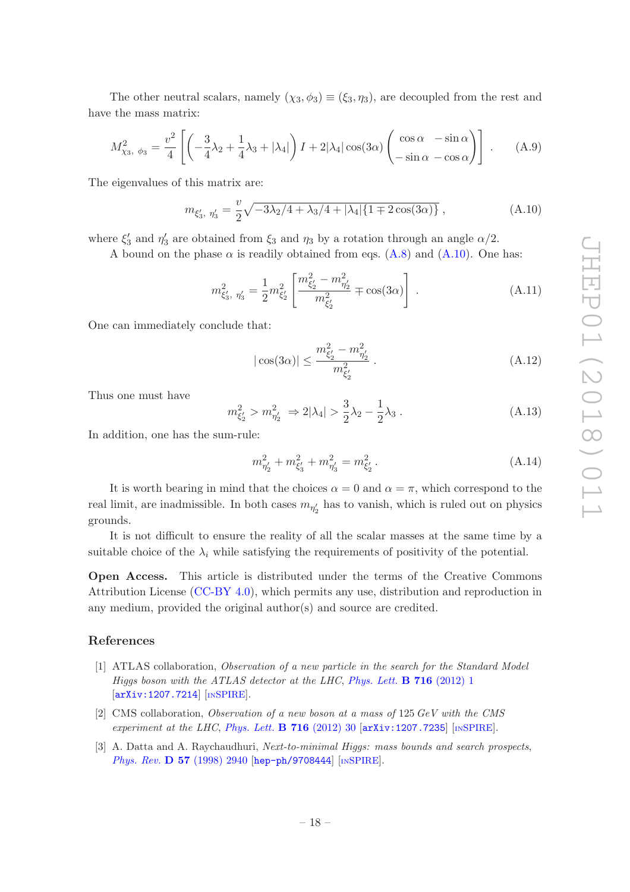The other neutral scalars, namely $(\chi_3, \phi_3) \equiv (\xi_3, \eta_3)$, are decoupled from the rest and have the mass matrix:

$$M^2_{\chi_3,\ \phi_3} = \frac{v^2}{4}\left[\left(-\frac{3}{4}\lambda_2 + \frac{1}{4}\lambda_3 + |\lambda_4|\right) I + 2|\lambda_4|\cos(3\alpha)\begin{pmatrix} \cos\alpha & -\sin\alpha \\ -\sin\alpha & -\cos\alpha \end{pmatrix}\right] . \tag{A.9}$$

The eigenvalues of this matrix are:

$$m_{\xi_3',\ \eta_3'} = \frac{v}{2}\sqrt{-3\lambda_2/4 + \lambda_3/4 + |\lambda_4|\{1 \mp 2\cos(3\alpha)\}}\ , \tag{A.10}$$

where $\xi_3'$ and $\eta_3'$ are obtained from $\xi_3$ and $\eta_3$ by a rotation through an angle $\alpha/2$.

A bound on the phase $\alpha$ is readily obtained from eqs. (A.8) and (A.10). One has:

$$m^2_{\xi_3',\ \eta_3'} = \frac{1}{2}m^2_{\xi_2'}\left[\frac{m^2_{\xi_2'} - m^2_{\eta_2'}}{m^2_{\xi_2'}} \mp \cos(3\alpha)\right] . \tag{A.11}$$

One can immediately conclude that:

$$|\cos(3\alpha)| \leq \frac{m^2_{\xi_2'} - m^2_{\eta_2'}}{m^2_{\xi_2'}} . \tag{A.12}$$

Thus one must have

$$m^2_{\xi_2'} > m^2_{\eta_2'}\ \Rightarrow 2|\lambda_4| > \frac{3}{2}\lambda_2 - \frac{1}{2}\lambda_3 . \tag{A.13}$$

In addition, one has the sum-rule:

$$m^2_{\eta_2'} + m^2_{\xi_3'} + m^2_{\eta_3'} = m^2_{\xi_2'} . \tag{A.14}$$

It is worth bearing in mind that the choices $\alpha = 0$ and $\alpha = \pi$, which correspond to the real limit, are inadmissible. In both cases $m_{\eta_2'}$ has to vanish, which is ruled out on physics grounds.

It is not difficult to ensure the reality of all the scalar masses at the same time by a suitable choice of the $\lambda_i$ while satisfying the requirements of positivity of the potential.

**Open Access.** This article is distributed under the terms of the Creative Commons Attribution License (CC-BY 4.0), which permits any use, distribution and reproduction in any medium, provided the original author(s) and source are credited.

## References

[1] ATLAS collaboration, *Observation of a new particle in the search for the Standard Model Higgs boson with the ATLAS detector at the LHC*, *Phys. Lett.* **B 716** (2012) 1 [arXiv:1207.7214] [INSPIRE].

[2] CMS collaboration, *Observation of a new boson at a mass of* 125 *GeV with the CMS experiment at the LHC*, *Phys. Lett.* **B 716** (2012) 30 [arXiv:1207.7235] [INSPIRE].

[3] A. Datta and A. Raychaudhuri, *Next-to-minimal Higgs: mass bounds and search prospects*, *Phys. Rev.* **D 57** (1998) 2940 [hep-ph/9708444] [INSPIRE].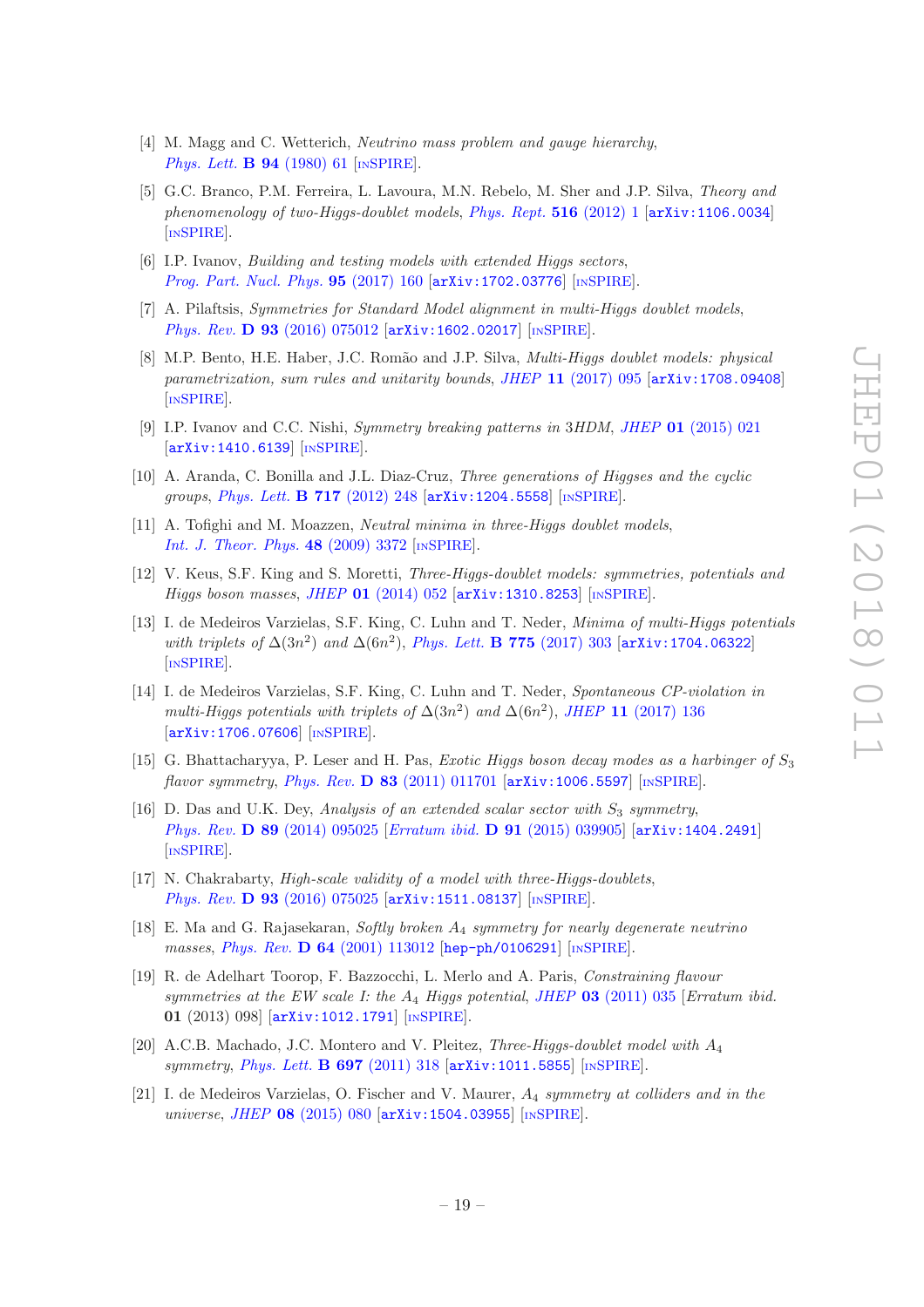[4] M. Magg and C. Wetterich, *Neutrino mass problem and gauge hierarchy*, *Phys. Lett.* **B 94** (1980) 61 [INSPIRE].

[5] G.C. Branco, P.M. Ferreira, L. Lavoura, M.N. Rebelo, M. Sher and J.P. Silva, *Theory and phenomenology of two-Higgs-doublet models*, *Phys. Rept.* **516** (2012) 1 [arXiv:1106.0034] [INSPIRE].

[6] I.P. Ivanov, *Building and testing models with extended Higgs sectors*, *Prog. Part. Nucl. Phys.* **95** (2017) 160 [arXiv:1702.03776] [INSPIRE].

[7] A. Pilaftsis, *Symmetries for Standard Model alignment in multi-Higgs doublet models*, *Phys. Rev.* **D 93** (2016) 075012 [arXiv:1602.02017] [INSPIRE].

[8] M.P. Bento, H.E. Haber, J.C. Romão and J.P. Silva, *Multi-Higgs doublet models: physical parametrization, sum rules and unitarity bounds*, *JHEP* **11** (2017) 095 [arXiv:1708.09408] [INSPIRE].

[9] I.P. Ivanov and C.C. Nishi, *Symmetry breaking patterns in 3HDM*, *JHEP* **01** (2015) 021 [arXiv:1410.6139] [INSPIRE].

[10] A. Aranda, C. Bonilla and J.L. Diaz-Cruz, *Three generations of Higgses and the cyclic groups*, *Phys. Lett.* **B 717** (2012) 248 [arXiv:1204.5558] [INSPIRE].

[11] A. Tofighi and M. Moazzen, *Neutral minima in three-Higgs doublet models*, *Int. J. Theor. Phys.* **48** (2009) 3372 [INSPIRE].

[12] V. Keus, S.F. King and S. Moretti, *Three-Higgs-doublet models: symmetries, potentials and Higgs boson masses*, *JHEP* **01** (2014) 052 [arXiv:1310.8253] [INSPIRE].

[13] I. de Medeiros Varzielas, S.F. King, C. Luhn and T. Neder, *Minima of multi-Higgs potentials with triplets of $\Delta(3n^2)$ and $\Delta(6n^2)$*, *Phys. Lett.* **B 775** (2017) 303 [arXiv:1704.06322] [INSPIRE].

[14] I. de Medeiros Varzielas, S.F. King, C. Luhn and T. Neder, *Spontaneous CP-violation in multi-Higgs potentials with triplets of $\Delta(3n^2)$ and $\Delta(6n^2)$*, *JHEP* **11** (2017) 136 [arXiv:1706.07606] [INSPIRE].

[15] G. Bhattacharyya, P. Leser and H. Pas, *Exotic Higgs boson decay modes as a harbinger of $S_3$ flavor symmetry*, *Phys. Rev.* **D 83** (2011) 011701 [arXiv:1006.5597] [INSPIRE].

[16] D. Das and U.K. Dey, *Analysis of an extended scalar sector with $S_3$ symmetry*, *Phys. Rev.* **D 89** (2014) 095025 [*Erratum ibid.* **D 91** (2015) 039905] [arXiv:1404.2491] [INSPIRE].

[17] N. Chakrabarty, *High-scale validity of a model with three-Higgs-doublets*, *Phys. Rev.* **D 93** (2016) 075025 [arXiv:1511.08137] [INSPIRE].

[18] E. Ma and G. Rajasekaran, *Softly broken $A_4$ symmetry for nearly degenerate neutrino masses*, *Phys. Rev.* **D 64** (2001) 113012 [hep-ph/0106291] [INSPIRE].

[19] R. de Adelhart Toorop, F. Bazzocchi, L. Merlo and A. Paris, *Constraining flavour symmetries at the EW scale I: the $A_4$ Higgs potential*, *JHEP* **03** (2011) 035 [*Erratum ibid.* **01** (2013) 098] [arXiv:1012.1791] [INSPIRE].

[20] A.C.B. Machado, J.C. Montero and V. Pleitez, *Three-Higgs-doublet model with $A_4$ symmetry*, *Phys. Lett.* **B 697** (2011) 318 [arXiv:1011.5855] [INSPIRE].

[21] I. de Medeiros Varzielas, O. Fischer and V. Maurer, *$A_4$ symmetry at colliders and in the universe*, *JHEP* **08** (2015) 080 [arXiv:1504.03955] [INSPIRE].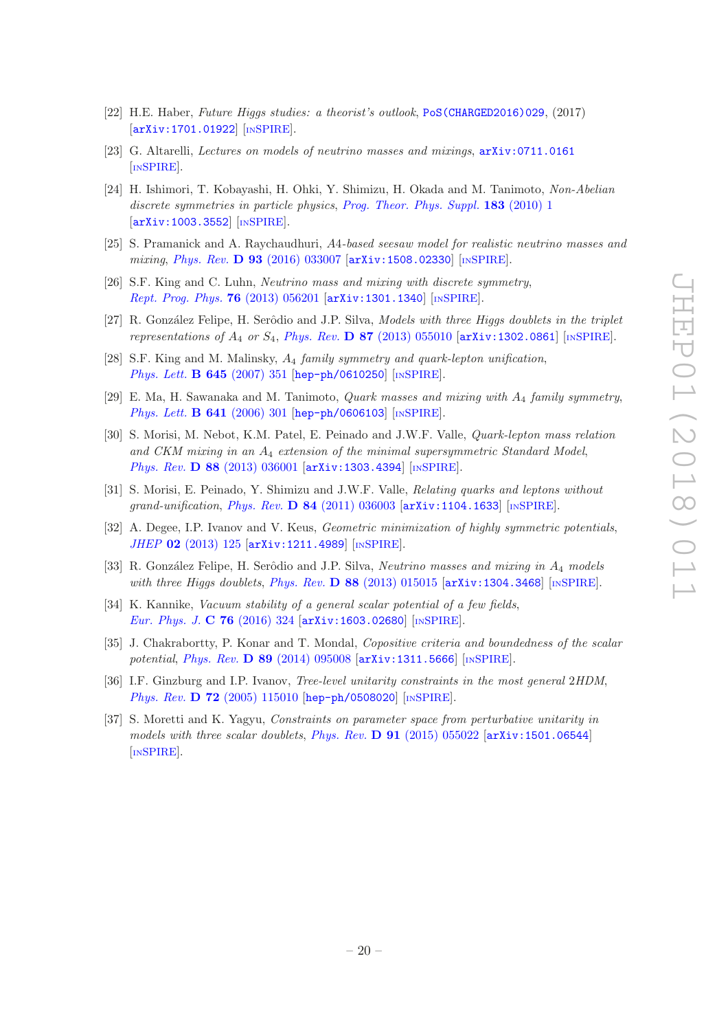[22] H.E. Haber, *Future Higgs studies: a theorist's outlook*, PoS(CHARGED2016)029, (2017) [arXiv:1701.01922] [INSPIRE].

[23] G. Altarelli, *Lectures on models of neutrino masses and mixings*, arXiv:0711.0161 [INSPIRE].

[24] H. Ishimori, T. Kobayashi, H. Ohki, Y. Shimizu, H. Okada and M. Tanimoto, *Non-Abelian discrete symmetries in particle physics*, *Prog. Theor. Phys. Suppl.* **183** (2010) 1 [arXiv:1003.3552] [INSPIRE].

[25] S. Pramanick and A. Raychaudhuri, *A4-based seesaw model for realistic neutrino masses and mixing*, *Phys. Rev.* **D 93** (2016) 033007 [arXiv:1508.02330] [INSPIRE].

[26] S.F. King and C. Luhn, *Neutrino mass and mixing with discrete symmetry*, *Rept. Prog. Phys.* **76** (2013) 056201 [arXiv:1301.1340] [INSPIRE].

[27] R. González Felipe, H. Serôdio and J.P. Silva, *Models with three Higgs doublets in the triplet representations of $A_4$ or $S_4$*, *Phys. Rev.* **D 87** (2013) 055010 [arXiv:1302.0861] [INSPIRE].

[28] S.F. King and M. Malinsky, *$A_4$ family symmetry and quark-lepton unification*, *Phys. Lett.* **B 645** (2007) 351 [hep-ph/0610250] [INSPIRE].

[29] E. Ma, H. Sawanaka and M. Tanimoto, *Quark masses and mixing with $A_4$ family symmetry*, *Phys. Lett.* **B 641** (2006) 301 [hep-ph/0606103] [INSPIRE].

[30] S. Morisi, M. Nebot, K.M. Patel, E. Peinado and J.W.F. Valle, *Quark-lepton mass relation and CKM mixing in an $A_4$ extension of the minimal supersymmetric Standard Model*, *Phys. Rev.* **D 88** (2013) 036001 [arXiv:1303.4394] [INSPIRE].

[31] S. Morisi, E. Peinado, Y. Shimizu and J.W.F. Valle, *Relating quarks and leptons without grand-unification*, *Phys. Rev.* **D 84** (2011) 036003 [arXiv:1104.1633] [INSPIRE].

[32] A. Degee, I.P. Ivanov and V. Keus, *Geometric minimization of highly symmetric potentials*, *JHEP* **02** (2013) 125 [arXiv:1211.4989] [INSPIRE].

[33] R. González Felipe, H. Serôdio and J.P. Silva, *Neutrino masses and mixing in $A_4$ models with three Higgs doublets*, *Phys. Rev.* **D 88** (2013) 015015 [arXiv:1304.3468] [INSPIRE].

[34] K. Kannike, *Vacuum stability of a general scalar potential of a few fields*, *Eur. Phys. J.* **C 76** (2016) 324 [arXiv:1603.02680] [INSPIRE].

[35] J. Chakrabortty, P. Konar and T. Mondal, *Copositive criteria and boundedness of the scalar potential*, *Phys. Rev.* **D 89** (2014) 095008 [arXiv:1311.5666] [INSPIRE].

[36] I.F. Ginzburg and I.P. Ivanov, *Tree-level unitarity constraints in the most general 2HDM*, *Phys. Rev.* **D 72** (2005) 115010 [hep-ph/0508020] [INSPIRE].

[37] S. Moretti and K. Yagyu, *Constraints on parameter space from perturbative unitarity in models with three scalar doublets*, *Phys. Rev.* **D 91** (2015) 055022 [arXiv:1501.06544] [INSPIRE].